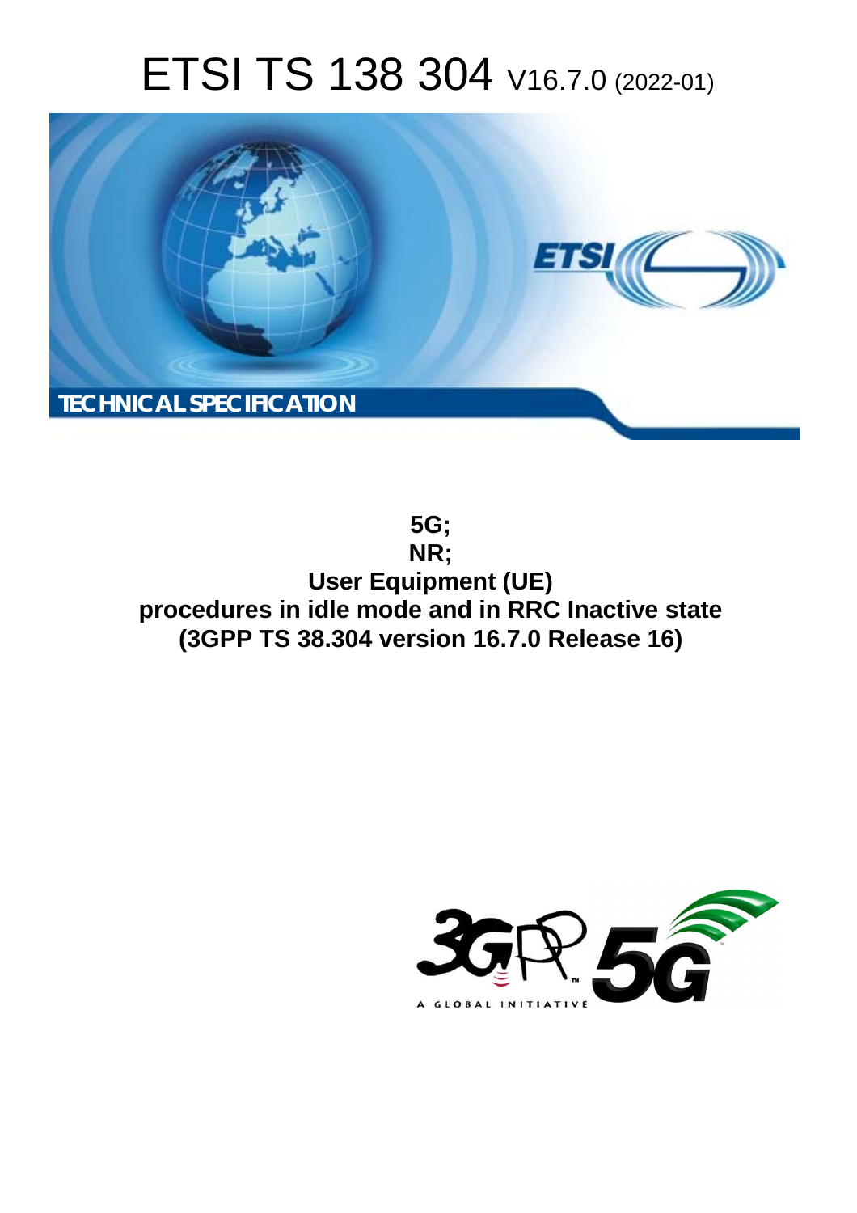# ETSI TS 138 304 V16.7.0 (2022-01)

TECHNICAL SPECIFICATION

**5G;**
**NR;**
**User Equipment (UE) procedures in idle mode and in RRC Inactive state (3GPP TS 38.304 version 16.7.0 Release 16)**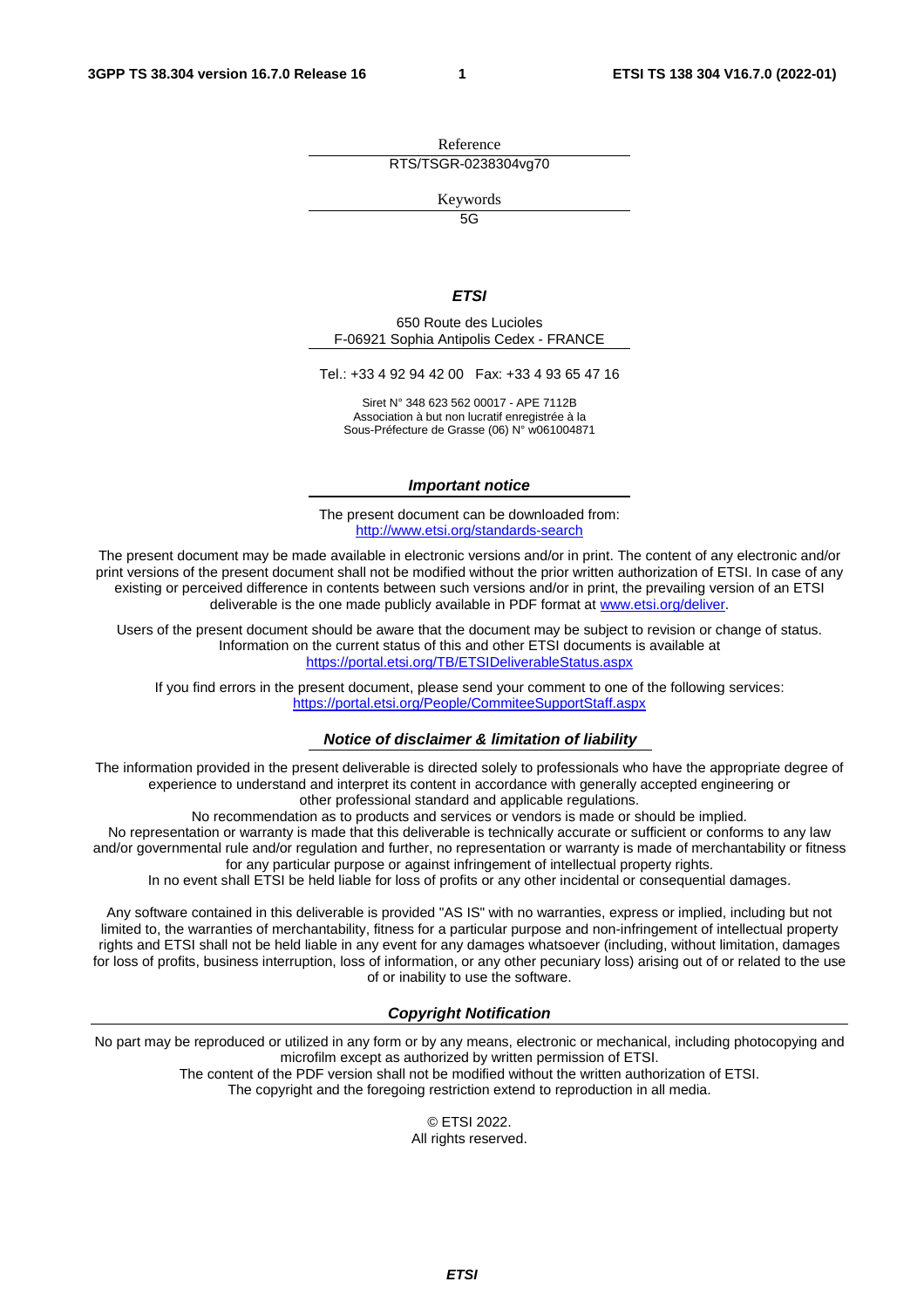Reference

RTS/TSGR-0238304vg70

Keywords

5G

***ETSI***

650 Route des Lucioles
F-06921 Sophia Antipolis Cedex - FRANCE

Tel.: +33 4 92 94 42 00   Fax: +33 4 93 65 47 16

Siret N° 348 623 562 00017 - APE 7112B
Association à but non lucratif enregistrée à la
Sous-Préfecture de Grasse (06) N° w061004871

### ***Important notice***

The present document can be downloaded from:
http://www.etsi.org/standards-search

The present document may be made available in electronic versions and/or in print. The content of any electronic and/or print versions of the present document shall not be modified without the prior written authorization of ETSI. In case of any existing or perceived difference in contents between such versions and/or in print, the prevailing version of an ETSI deliverable is the one made publicly available in PDF format at www.etsi.org/deliver.

Users of the present document should be aware that the document may be subject to revision or change of status. Information on the current status of this and other ETSI documents is available at
https://portal.etsi.org/TB/ETSIDeliverableStatus.aspx

If you find errors in the present document, please send your comment to one of the following services:
https://portal.etsi.org/People/CommiteeSupportStaff.aspx

### ***Notice of disclaimer & limitation of liability***

The information provided in the present deliverable is directed solely to professionals who have the appropriate degree of experience to understand and interpret its content in accordance with generally accepted engineering or other professional standard and applicable regulations.
No recommendation as to products and services or vendors is made or should be implied.
No representation or warranty is made that this deliverable is technically accurate or sufficient or conforms to any law and/or governmental rule and/or regulation and further, no representation or warranty is made of merchantability or fitness for any particular purpose or against infringement of intellectual property rights.
In no event shall ETSI be held liable for loss of profits or any other incidental or consequential damages.

Any software contained in this deliverable is provided "AS IS" with no warranties, express or implied, including but not limited to, the warranties of merchantability, fitness for a particular purpose and non-infringement of intellectual property rights and ETSI shall not be held liable in any event for any damages whatsoever (including, without limitation, damages for loss of profits, business interruption, loss of information, or any other pecuniary loss) arising out of or related to the use of or inability to use the software.

### ***Copyright Notification***

No part may be reproduced or utilized in any form or by any means, electronic or mechanical, including photocopying and microfilm except as authorized by written permission of ETSI.
The content of the PDF version shall not be modified without the written authorization of ETSI.
The copyright and the foregoing restriction extend to reproduction in all media.

© ETSI 2022.
All rights reserved.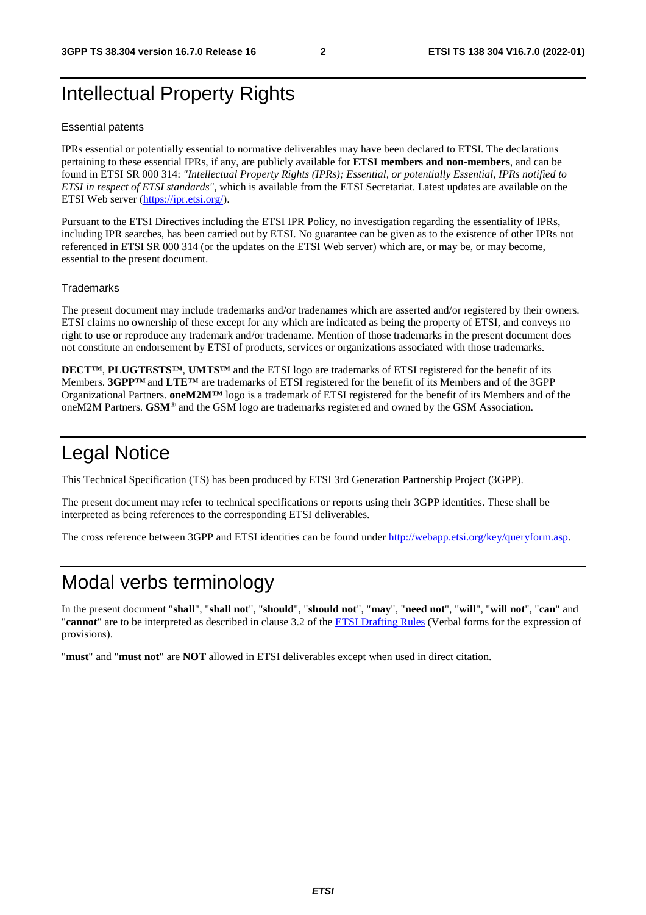# Intellectual Property Rights

### Essential patents

IPRs essential or potentially essential to normative deliverables may have been declared to ETSI. The declarations pertaining to these essential IPRs, if any, are publicly available for **ETSI members and non-members**, and can be found in ETSI SR 000 314: *"Intellectual Property Rights (IPRs); Essential, or potentially Essential, IPRs notified to ETSI in respect of ETSI standards"*, which is available from the ETSI Secretariat. Latest updates are available on the ETSI Web server (https://ipr.etsi.org/).

Pursuant to the ETSI Directives including the ETSI IPR Policy, no investigation regarding the essentiality of IPRs, including IPR searches, has been carried out by ETSI. No guarantee can be given as to the existence of other IPRs not referenced in ETSI SR 000 314 (or the updates on the ETSI Web server) which are, or may be, or may become, essential to the present document.

### Trademarks

The present document may include trademarks and/or tradenames which are asserted and/or registered by their owners. ETSI claims no ownership of these except for any which are indicated as being the property of ETSI, and conveys no right to use or reproduce any trademark and/or tradename. Mention of those trademarks in the present document does not constitute an endorsement by ETSI of products, services or organizations associated with those trademarks.

**DECT™**, **PLUGTESTS™**, **UMTS™** and the ETSI logo are trademarks of ETSI registered for the benefit of its Members. **3GPP™** and **LTE™** are trademarks of ETSI registered for the benefit of its Members and of the 3GPP Organizational Partners. **oneM2M™** logo is a trademark of ETSI registered for the benefit of its Members and of the oneM2M Partners. **GSM**® and the GSM logo are trademarks registered and owned by the GSM Association.

# Legal Notice

This Technical Specification (TS) has been produced by ETSI 3rd Generation Partnership Project (3GPP).

The present document may refer to technical specifications or reports using their 3GPP identities. These shall be interpreted as being references to the corresponding ETSI deliverables.

The cross reference between 3GPP and ETSI identities can be found under http://webapp.etsi.org/key/queryform.asp.

# Modal verbs terminology

In the present document "**shall**", "**shall not**", "**should**", "**should not**", "**may**", "**need not**", "**will**", "**will not**", "**can**" and "**cannot**" are to be interpreted as described in clause 3.2 of the ETSI Drafting Rules (Verbal forms for the expression of provisions).

"**must**" and "**must not**" are **NOT** allowed in ETSI deliverables except when used in direct citation.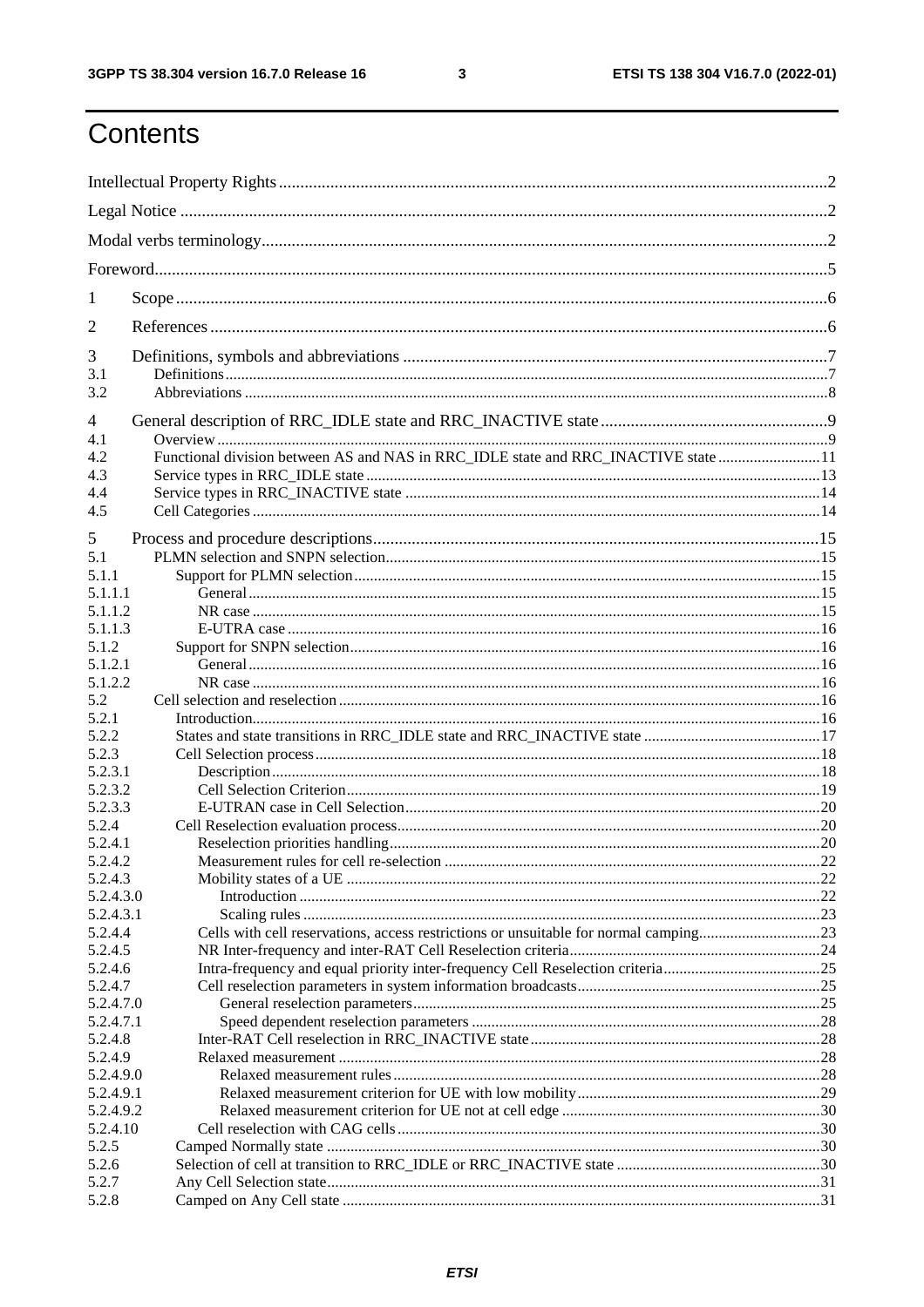# Contents

Intellectual Property Rights ....................................................................................................................2
Legal Notice ..............................................................................................................................................2
Modal verbs terminology..........................................................................................................................2
Foreword....................................................................................................................................................5

1 Scope ......................................................................................................................................................6

2 References ..............................................................................................................................................6

3 Definitions, symbols and abbreviations ..................................................................................................7
3.1 Definitions.............................................................................................................................................7
3.2 Abbreviations ........................................................................................................................................8

4 General description of RRC_IDLE state and RRC_INACTIVE state ......................................................9
4.1 Overview ...............................................................................................................................................9
4.2 Functional division between AS and NAS in RRC_IDLE state and RRC_INACTIVE state ..................11
4.3 Service types in RRC_IDLE state .........................................................................................................13
4.4 Service types in RRC_INACTIVE state ................................................................................................14
4.5 Cell Categories .....................................................................................................................................14

5 Process and procedure descriptions.......................................................................................................15
5.1 PLMN selection and SNPN selection.....................................................................................................15
5.1.1 Support for PLMN selection ...............................................................................................................15
5.1.1.1 General .............................................................................................................................................15
5.1.1.2 NR case .............................................................................................................................................15
5.1.1.3 E-UTRA case ....................................................................................................................................16
5.1.2 Support for SNPN selection................................................................................................................16
5.1.2.1 General .............................................................................................................................................16
5.1.2.2 NR case .............................................................................................................................................16
5.2 Cell selection and reselection ...............................................................................................................16
5.2.1 Introduction.........................................................................................................................................16
5.2.2 States and state transitions in RRC_IDLE state and RRC_INACTIVE state ........................................17
5.2.3 Cell Selection process .........................................................................................................................18
5.2.3.1 Description ........................................................................................................................................18
5.2.3.2 Cell Selection Criterion.....................................................................................................................19
5.2.3.3 E-UTRAN case in Cell Selection.......................................................................................................20
5.2.4 Cell Reselection evaluation process....................................................................................................20
5.2.4.1 Reselection priorities handling..........................................................................................................20
5.2.4.2 Measurement rules for cell re-selection ............................................................................................22
5.2.4.3 Mobility states of a UE .....................................................................................................................22
5.2.4.3.0 Introduction ...................................................................................................................................22
5.2.4.3.1 Scaling rules ..................................................................................................................................23
5.2.4.4 Cells with cell reservations, access restrictions or unsuitable for normal camping.............................23
5.2.4.5 NR Inter-frequency and inter-RAT Cell Reselection criteria..............................................................24
5.2.4.6 Intra-frequency and equal priority inter-frequency Cell Reselection criteria......................................25
5.2.4.7 Cell reselection parameters in system information broadcasts...........................................................25
5.2.4.7.0 General reselection parameters......................................................................................................25
5.2.4.7.1 Speed dependent reselection parameters ........................................................................................28
5.2.4.8 Inter-RAT Cell reselection in RRC_INACTIVE state.........................................................................28
5.2.4.9 Relaxed measurement ........................................................................................................................28
5.2.4.9.0 Relaxed measurement rules...........................................................................................................28
5.2.4.9.1 Relaxed measurement criterion for UE with low mobility.............................................................29
5.2.4.9.2 Relaxed measurement criterion for UE not at cell edge .................................................................30
5.2.4.10 Cell reselection with CAG cells.........................................................................................................30
5.2.5 Camped Normally state .......................................................................................................................30
5.2.6 Selection of cell at transition to RRC_IDLE or RRC_INACTIVE state ...............................................30
5.2.7 Any Cell Selection state......................................................................................................................31
5.2.8 Camped on Any Cell state ..................................................................................................................31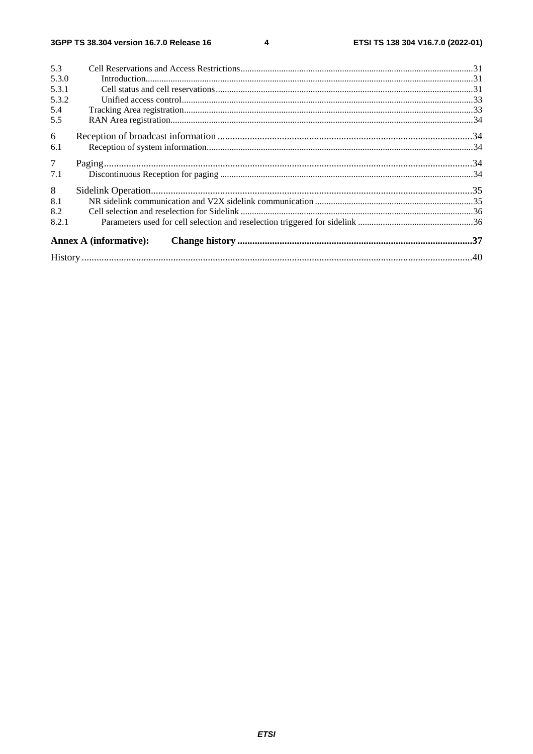5.3 Cell Reservations and Access Restrictions 31
5.3.0 Introduction 31
5.3.1 Cell status and cell reservations 31
5.3.2 Unified access control 33
5.4 Tracking Area registration 33
5.5 RAN Area registration 34

6 Reception of broadcast information 34
6.1 Reception of system information 34

7 Paging 34
7.1 Discontinuous Reception for paging 34

8 Sidelink Operation 35
8.1 NR sidelink communication and V2X sidelink communication 35
8.2 Cell selection and reselection for Sidelink 36
8.2.1 Parameters used for cell selection and reselection triggered for sidelink 36

**Annex A (informative): Change history** 37

History 40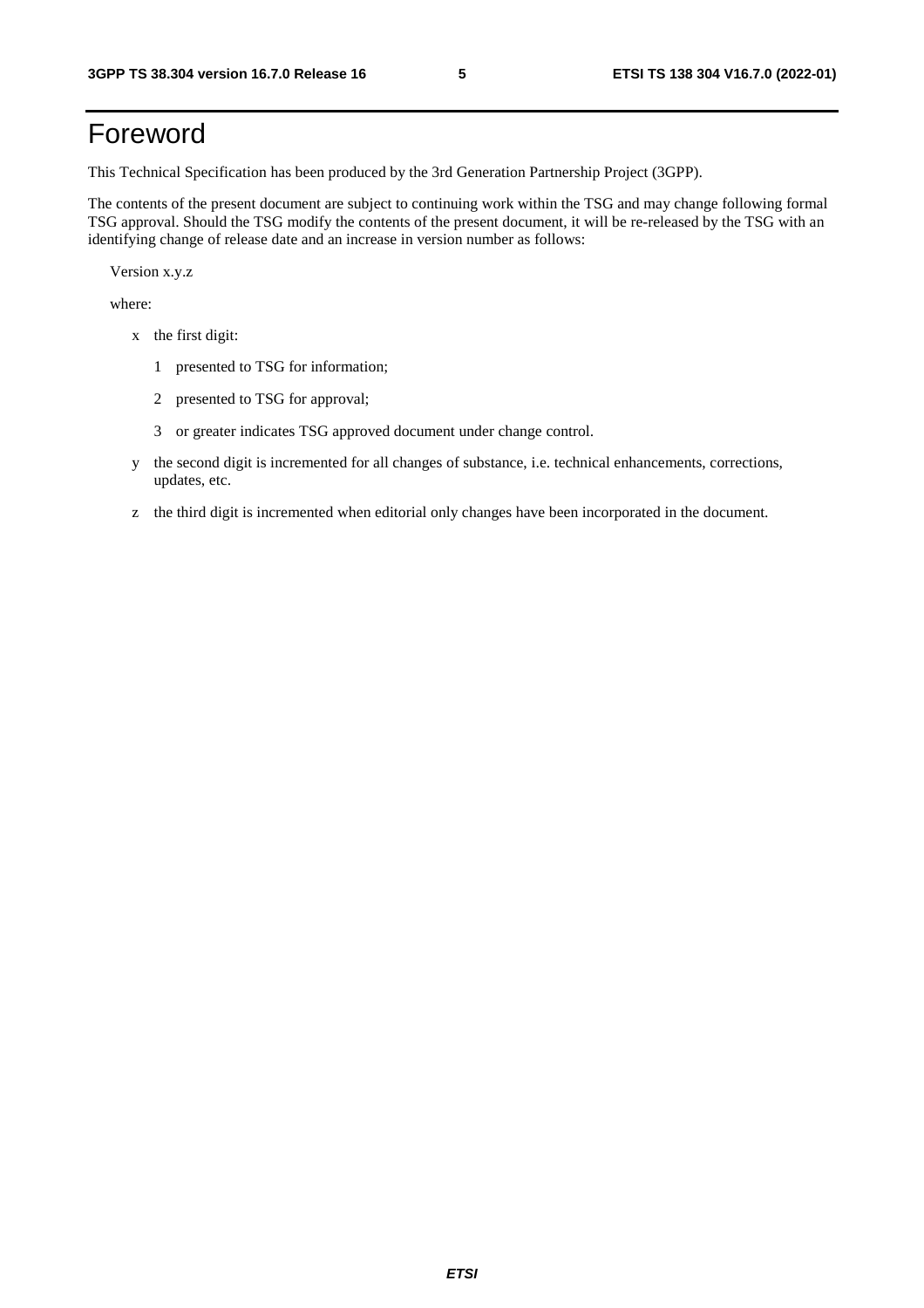# Foreword

This Technical Specification has been produced by the 3rd Generation Partnership Project (3GPP).

The contents of the present document are subject to continuing work within the TSG and may change following formal TSG approval. Should the TSG modify the contents of the present document, it will be re-released by the TSG with an identifying change of release date and an increase in version number as follows:

Version x.y.z

where:

- x the first digit:
  - 1 presented to TSG for information;
  - 2 presented to TSG for approval;
  - 3 or greater indicates TSG approved document under change control.
- y the second digit is incremented for all changes of substance, i.e. technical enhancements, corrections, updates, etc.
- z the third digit is incremented when editorial only changes have been incorporated in the document.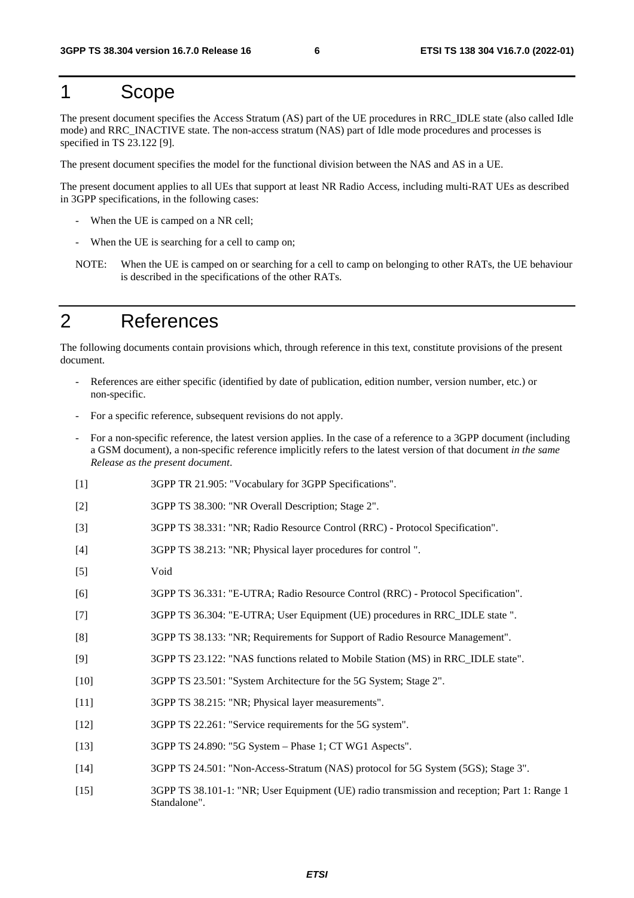# 1 Scope

The present document specifies the Access Stratum (AS) part of the UE procedures in RRC_IDLE state (also called Idle mode) and RRC_INACTIVE state. The non-access stratum (NAS) part of Idle mode procedures and processes is specified in TS 23.122 [9].

The present document specifies the model for the functional division between the NAS and AS in a UE.

The present document applies to all UEs that support at least NR Radio Access, including multi-RAT UEs as described in 3GPP specifications, in the following cases:

- When the UE is camped on a NR cell;
- When the UE is searching for a cell to camp on;

NOTE: When the UE is camped on or searching for a cell to camp on belonging to other RATs, the UE behaviour is described in the specifications of the other RATs.

# 2 References

The following documents contain provisions which, through reference in this text, constitute provisions of the present document.

- References are either specific (identified by date of publication, edition number, version number, etc.) or non-specific.
- For a specific reference, subsequent revisions do not apply.
- For a non-specific reference, the latest version applies. In the case of a reference to a 3GPP document (including a GSM document), a non-specific reference implicitly refers to the latest version of that document *in the same Release as the present document*.

[1] 3GPP TR 21.905: "Vocabulary for 3GPP Specifications".

[2] 3GPP TS 38.300: "NR Overall Description; Stage 2".

[3] 3GPP TS 38.331: "NR; Radio Resource Control (RRC) - Protocol Specification".

[4] 3GPP TS 38.213: "NR; Physical layer procedures for control ".

[5] Void

[6] 3GPP TS 36.331: "E-UTRA; Radio Resource Control (RRC) - Protocol Specification".

[7] 3GPP TS 36.304: "E-UTRA; User Equipment (UE) procedures in RRC_IDLE state ".

[8] 3GPP TS 38.133: "NR; Requirements for Support of Radio Resource Management".

[9] 3GPP TS 23.122: "NAS functions related to Mobile Station (MS) in RRC_IDLE state".

[10] 3GPP TS 23.501: "System Architecture for the 5G System; Stage 2".

[11] 3GPP TS 38.215: "NR; Physical layer measurements".

[12] 3GPP TS 22.261: "Service requirements for the 5G system".

[13] 3GPP TS 24.890: "5G System – Phase 1; CT WG1 Aspects".

[14] 3GPP TS 24.501: "Non-Access-Stratum (NAS) protocol for 5G System (5GS); Stage 3".

[15] 3GPP TS 38.101-1: "NR; User Equipment (UE) radio transmission and reception; Part 1: Range 1 Standalone".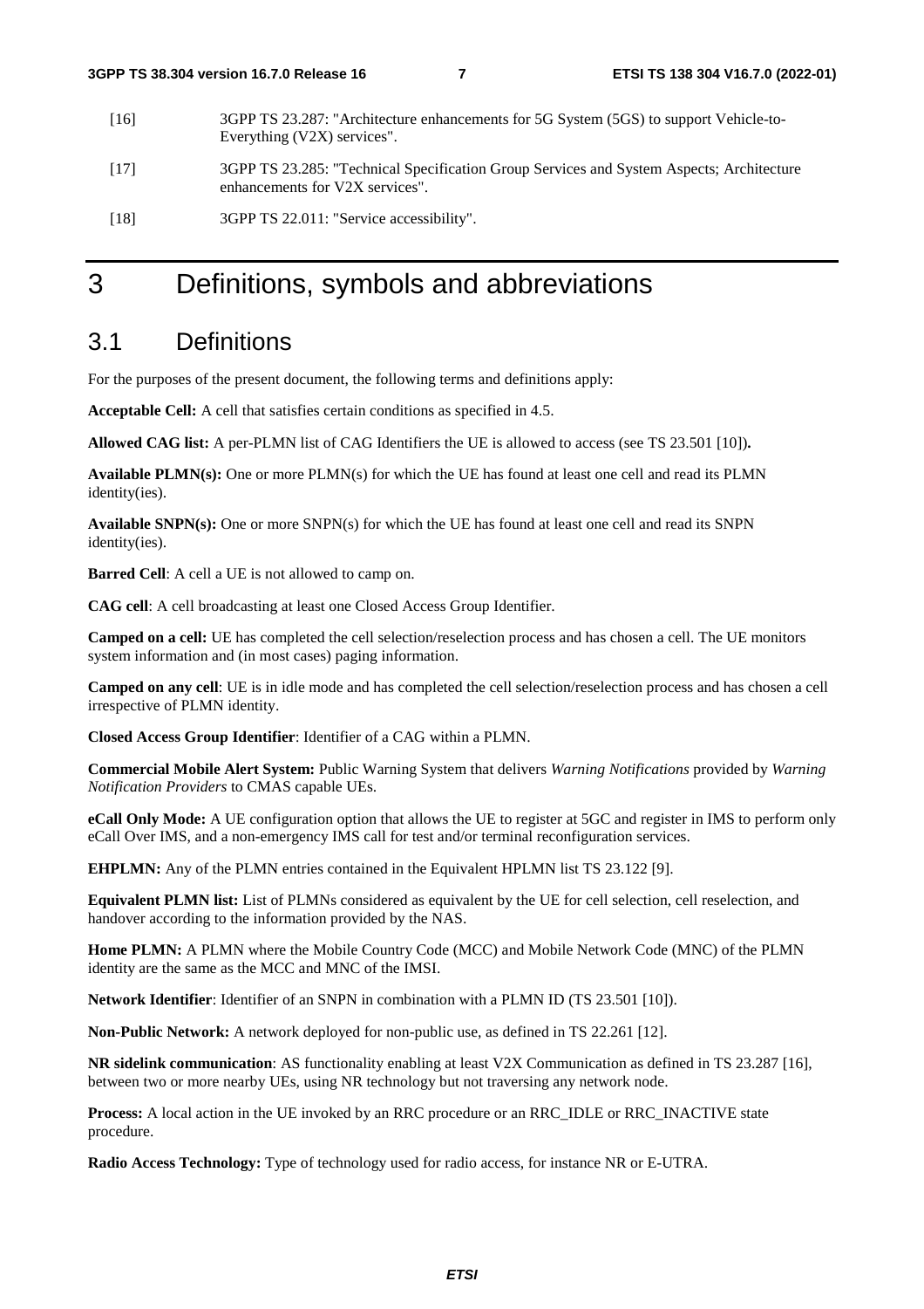[16] 3GPP TS 23.287: "Architecture enhancements for 5G System (5GS) to support Vehicle-to-Everything (V2X) services".

[17] 3GPP TS 23.285: "Technical Specification Group Services and System Aspects; Architecture enhancements for V2X services".

[18] 3GPP TS 22.011: "Service accessibility".

# 3 Definitions, symbols and abbreviations

## 3.1 Definitions

For the purposes of the present document, the following terms and definitions apply:

**Acceptable Cell:** A cell that satisfies certain conditions as specified in 4.5.

**Allowed CAG list:** A per-PLMN list of CAG Identifiers the UE is allowed to access (see TS 23.501 [10])**.**

**Available PLMN(s):** One or more PLMN(s) for which the UE has found at least one cell and read its PLMN identity(ies).

**Available SNPN(s):** One or more SNPN(s) for which the UE has found at least one cell and read its SNPN identity(ies).

**Barred Cell**: A cell a UE is not allowed to camp on.

**CAG cell**: A cell broadcasting at least one Closed Access Group Identifier.

**Camped on a cell:** UE has completed the cell selection/reselection process and has chosen a cell. The UE monitors system information and (in most cases) paging information.

**Camped on any cell**: UE is in idle mode and has completed the cell selection/reselection process and has chosen a cell irrespective of PLMN identity.

**Closed Access Group Identifier**: Identifier of a CAG within a PLMN.

**Commercial Mobile Alert System:** Public Warning System that delivers *Warning Notifications* provided by *Warning Notification Providers* to CMAS capable UEs.

**eCall Only Mode:** A UE configuration option that allows the UE to register at 5GC and register in IMS to perform only eCall Over IMS, and a non-emergency IMS call for test and/or terminal reconfiguration services.

**EHPLMN:** Any of the PLMN entries contained in the Equivalent HPLMN list TS 23.122 [9].

**Equivalent PLMN list:** List of PLMNs considered as equivalent by the UE for cell selection, cell reselection, and handover according to the information provided by the NAS.

**Home PLMN:** A PLMN where the Mobile Country Code (MCC) and Mobile Network Code (MNC) of the PLMN identity are the same as the MCC and MNC of the IMSI.

**Network Identifier**: Identifier of an SNPN in combination with a PLMN ID (TS 23.501 [10]).

**Non-Public Network:** A network deployed for non-public use, as defined in TS 22.261 [12].

**NR sidelink communication**: AS functionality enabling at least V2X Communication as defined in TS 23.287 [16], between two or more nearby UEs, using NR technology but not traversing any network node.

**Process:** A local action in the UE invoked by an RRC procedure or an RRC_IDLE or RRC_INACTIVE state procedure.

**Radio Access Technology:** Type of technology used for radio access, for instance NR or E-UTRA.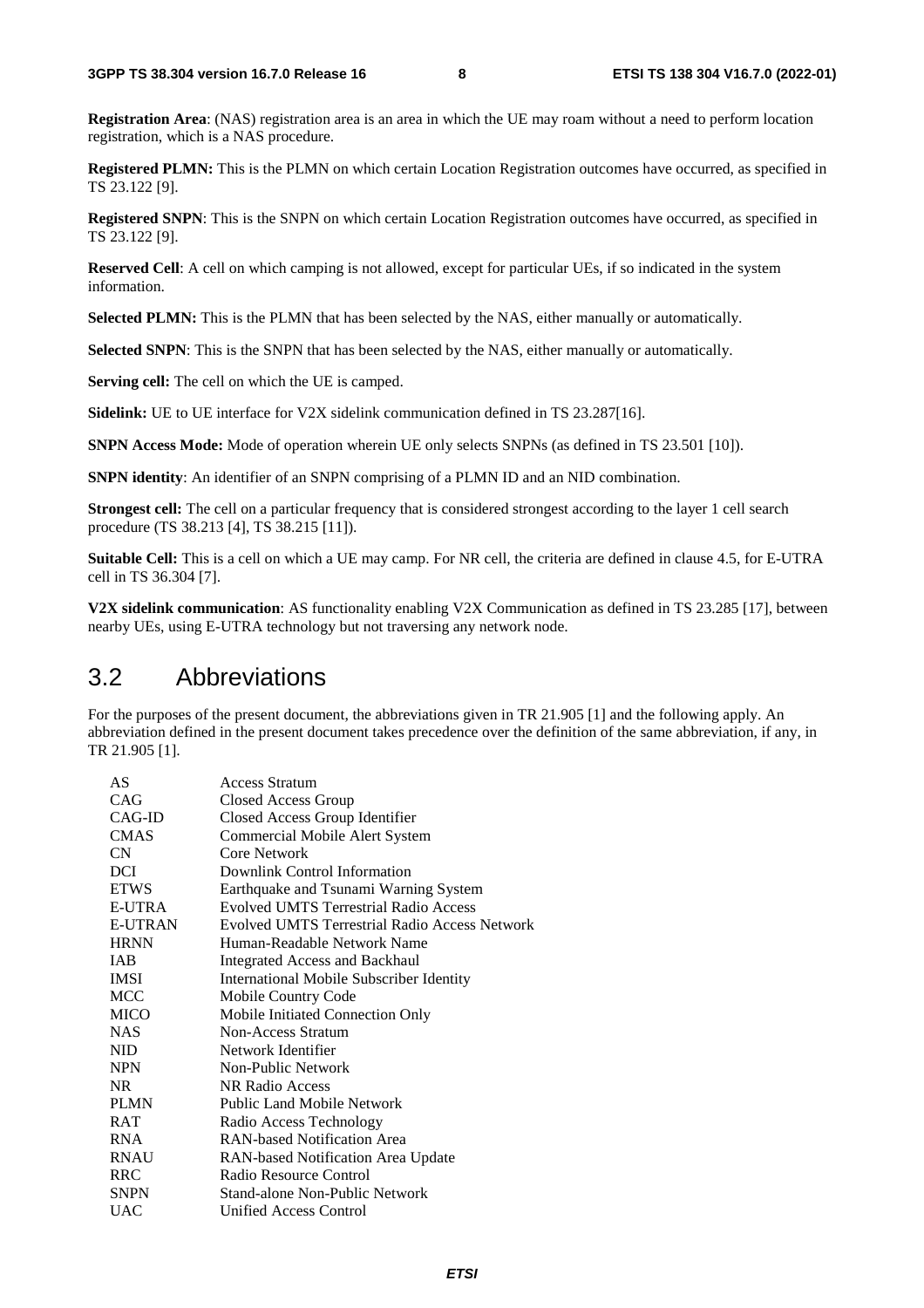**Registration Area**: (NAS) registration area is an area in which the UE may roam without a need to perform location registration, which is a NAS procedure.

**Registered PLMN:** This is the PLMN on which certain Location Registration outcomes have occurred, as specified in TS 23.122 [9].

**Registered SNPN**: This is the SNPN on which certain Location Registration outcomes have occurred, as specified in TS 23.122 [9].

**Reserved Cell**: A cell on which camping is not allowed, except for particular UEs, if so indicated in the system information.

**Selected PLMN:** This is the PLMN that has been selected by the NAS, either manually or automatically.

**Selected SNPN**: This is the SNPN that has been selected by the NAS, either manually or automatically.

**Serving cell:** The cell on which the UE is camped.

**Sidelink:** UE to UE interface for V2X sidelink communication defined in TS 23.287[16].

**SNPN Access Mode:** Mode of operation wherein UE only selects SNPNs (as defined in TS 23.501 [10]).

**SNPN identity**: An identifier of an SNPN comprising of a PLMN ID and an NID combination.

**Strongest cell:** The cell on a particular frequency that is considered strongest according to the layer 1 cell search procedure (TS 38.213 [4], TS 38.215 [11]).

**Suitable Cell:** This is a cell on which a UE may camp. For NR cell, the criteria are defined in clause 4.5, for E-UTRA cell in TS 36.304 [7].

**V2X sidelink communication**: AS functionality enabling V2X Communication as defined in TS 23.285 [17], between nearby UEs, using E-UTRA technology but not traversing any network node.

## 3.2 Abbreviations

For the purposes of the present document, the abbreviations given in TR 21.905 [1] and the following apply. An abbreviation defined in the present document takes precedence over the definition of the same abbreviation, if any, in TR 21.905 [1].

| | |
|---|---|
| AS | Access Stratum |
| CAG | Closed Access Group |
| CAG-ID | Closed Access Group Identifier |
| CMAS | Commercial Mobile Alert System |
| CN | Core Network |
| DCI | Downlink Control Information |
| ETWS | Earthquake and Tsunami Warning System |
| E-UTRA | Evolved UMTS Terrestrial Radio Access |
| E-UTRAN | Evolved UMTS Terrestrial Radio Access Network |
| HRNN | Human-Readable Network Name |
| IAB | Integrated Access and Backhaul |
| IMSI | International Mobile Subscriber Identity |
| MCC | Mobile Country Code |
| MICO | Mobile Initiated Connection Only |
| NAS | Non-Access Stratum |
| NID | Network Identifier |
| NPN | Non-Public Network |
| NR | NR Radio Access |
| PLMN | Public Land Mobile Network |
| RAT | Radio Access Technology |
| RNA | RAN-based Notification Area |
| RNAU | RAN-based Notification Area Update |
| RRC | Radio Resource Control |
| SNPN | Stand-alone Non-Public Network |
| UAC | Unified Access Control |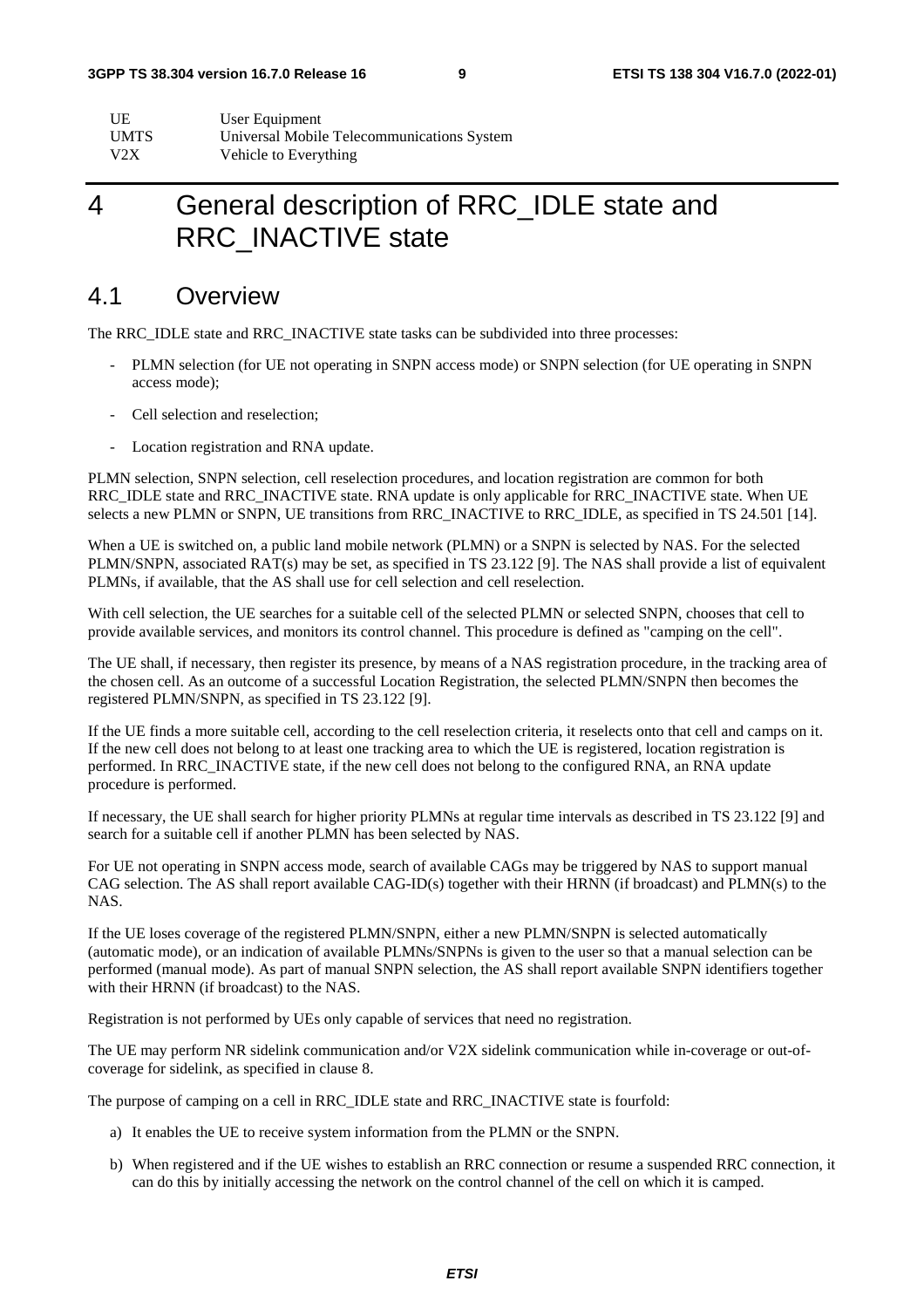| UE | User Equipment |
|---|---|
| UMTS | Universal Mobile Telecommunications System |
| V2X | Vehicle to Everything |

# 4 General description of RRC_IDLE state and RRC_INACTIVE state

## 4.1 Overview

The RRC_IDLE state and RRC_INACTIVE state tasks can be subdivided into three processes:

- PLMN selection (for UE not operating in SNPN access mode) or SNPN selection (for UE operating in SNPN access mode);
- Cell selection and reselection;
- Location registration and RNA update.

PLMN selection, SNPN selection, cell reselection procedures, and location registration are common for both RRC_IDLE state and RRC_INACTIVE state. RNA update is only applicable for RRC_INACTIVE state. When UE selects a new PLMN or SNPN, UE transitions from RRC_INACTIVE to RRC_IDLE, as specified in TS 24.501 [14].

When a UE is switched on, a public land mobile network (PLMN) or a SNPN is selected by NAS. For the selected PLMN/SNPN, associated RAT(s) may be set, as specified in TS 23.122 [9]. The NAS shall provide a list of equivalent PLMNs, if available, that the AS shall use for cell selection and cell reselection.

With cell selection, the UE searches for a suitable cell of the selected PLMN or selected SNPN, chooses that cell to provide available services, and monitors its control channel. This procedure is defined as "camping on the cell".

The UE shall, if necessary, then register its presence, by means of a NAS registration procedure, in the tracking area of the chosen cell. As an outcome of a successful Location Registration, the selected PLMN/SNPN then becomes the registered PLMN/SNPN, as specified in TS 23.122 [9].

If the UE finds a more suitable cell, according to the cell reselection criteria, it reselects onto that cell and camps on it. If the new cell does not belong to at least one tracking area to which the UE is registered, location registration is performed. In RRC_INACTIVE state, if the new cell does not belong to the configured RNA, an RNA update procedure is performed.

If necessary, the UE shall search for higher priority PLMNs at regular time intervals as described in TS 23.122 [9] and search for a suitable cell if another PLMN has been selected by NAS.

For UE not operating in SNPN access mode, search of available CAGs may be triggered by NAS to support manual CAG selection. The AS shall report available CAG-ID(s) together with their HRNN (if broadcast) and PLMN(s) to the NAS.

If the UE loses coverage of the registered PLMN/SNPN, either a new PLMN/SNPN is selected automatically (automatic mode), or an indication of available PLMNs/SNPNs is given to the user so that a manual selection can be performed (manual mode). As part of manual SNPN selection, the AS shall report available SNPN identifiers together with their HRNN (if broadcast) to the NAS.

Registration is not performed by UEs only capable of services that need no registration.

The UE may perform NR sidelink communication and/or V2X sidelink communication while in-coverage or out-of-coverage for sidelink, as specified in clause 8.

The purpose of camping on a cell in RRC_IDLE state and RRC_INACTIVE state is fourfold:

a) It enables the UE to receive system information from the PLMN or the SNPN.

b) When registered and if the UE wishes to establish an RRC connection or resume a suspended RRC connection, it can do this by initially accessing the network on the control channel of the cell on which it is camped.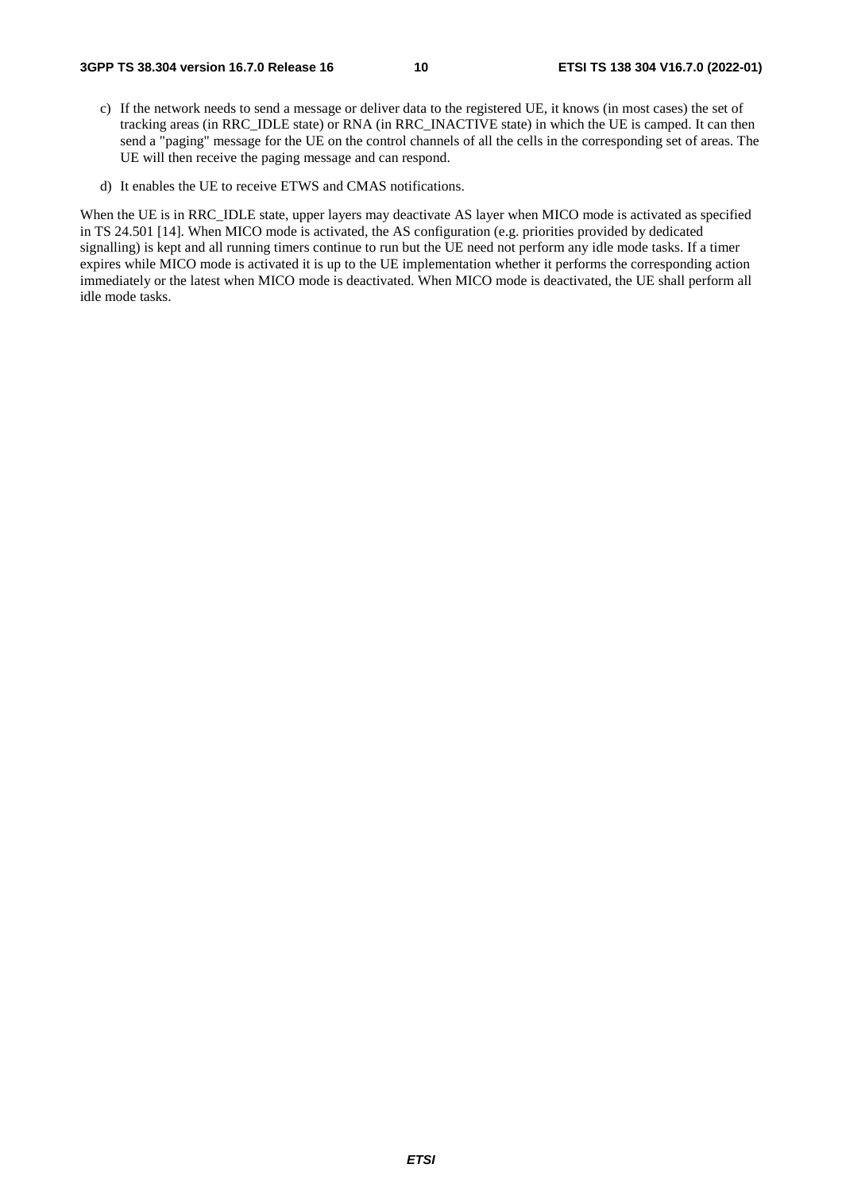c) If the network needs to send a message or deliver data to the registered UE, it knows (in most cases) the set of tracking areas (in RRC_IDLE state) or RNA (in RRC_INACTIVE state) in which the UE is camped. It can then send a "paging" message for the UE on the control channels of all the cells in the corresponding set of areas. The UE will then receive the paging message and can respond.

d) It enables the UE to receive ETWS and CMAS notifications.

When the UE is in RRC_IDLE state, upper layers may deactivate AS layer when MICO mode is activated as specified in TS 24.501 [14]. When MICO mode is activated, the AS configuration (e.g. priorities provided by dedicated signalling) is kept and all running timers continue to run but the UE need not perform any idle mode tasks. If a timer expires while MICO mode is activated it is up to the UE implementation whether it performs the corresponding action immediately or the latest when MICO mode is deactivated. When MICO mode is deactivated, the UE shall perform all idle mode tasks.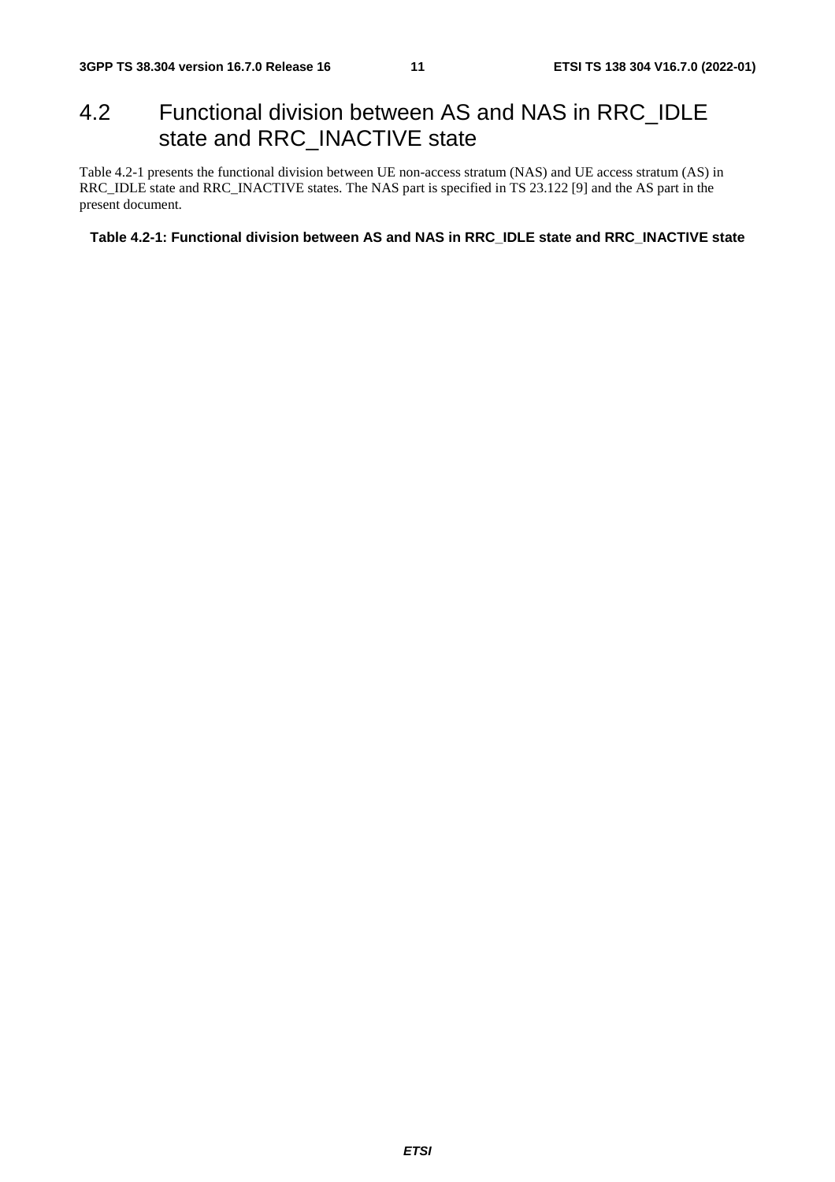## 4.2 Functional division between AS and NAS in RRC_IDLE state and RRC_INACTIVE state

Table 4.2-1 presents the functional division between UE non-access stratum (NAS) and UE access stratum (AS) in RRC_IDLE state and RRC_INACTIVE states. The NAS part is specified in TS 23.122 [9] and the AS part in the present document.

**Table 4.2-1: Functional division between AS and NAS in RRC_IDLE state and RRC_INACTIVE state**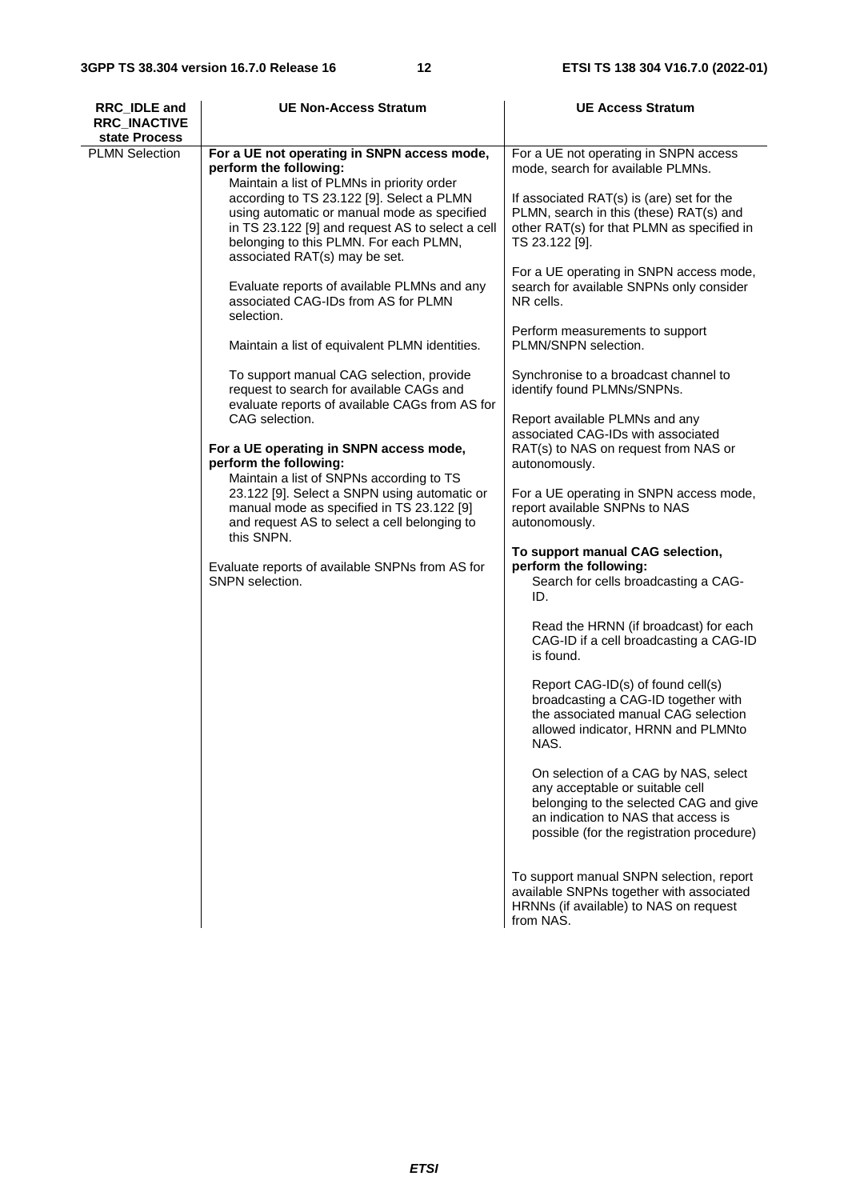| RRC_IDLE and RRC_INACTIVE state Process | UE Non-Access Stratum | UE Access Stratum |
|---|---|---|
| PLMN Selection | **For a UE not operating in SNPN access mode, perform the following:**<br>Maintain a list of PLMNs in priority order according to TS 23.122 [9]. Select a PLMN using automatic or manual mode as specified in TS 23.122 [9] and request AS to select a cell belonging to this PLMN. For each PLMN, associated RAT(s) may be set.<br><br>Evaluate reports of available PLMNs and any associated CAG-IDs from AS for PLMN selection.<br><br>Maintain a list of equivalent PLMN identities.<br><br>To support manual CAG selection, provide request to search for available CAGs and evaluate reports of available CAGs from AS for CAG selection.<br><br>**For a UE operating in SNPN access mode, perform the following:**<br>Maintain a list of SNPNs according to TS 23.122 [9]. Select a SNPN using automatic or manual mode as specified in TS 23.122 [9] and request AS to select a cell belonging to this SNPN.<br><br>Evaluate reports of available SNPNs from AS for SNPN selection. | For a UE not operating in SNPN access mode, search for available PLMNs.<br><br>If associated RAT(s) is (are) set for the PLMN, search in this (these) RAT(s) and other RAT(s) for that PLMN as specified in TS 23.122 [9].<br><br>For a UE operating in SNPN access mode, search for available SNPNs only consider NR cells.<br><br>Perform measurements to support PLMN/SNPN selection.<br><br>Synchronise to a broadcast channel to identify found PLMNs/SNPNs.<br><br>Report available PLMNs and any associated CAG-IDs with associated RAT(s) to NAS on request from NAS or autonomously.<br><br>For a UE operating in SNPN access mode, report available SNPNs to NAS autonomously.<br><br>**To support manual CAG selection, perform the following:**<br>Search for cells broadcasting a CAG-ID.<br><br>Read the HRNN (if broadcast) for each CAG-ID if a cell broadcasting a CAG-ID is found.<br><br>Report CAG-ID(s) of found cell(s) broadcasting a CAG-ID together with the associated manual CAG selection allowed indicator, HRNN and PLMNto NAS.<br><br>On selection of a CAG by NAS, select any acceptable or suitable cell belonging to the selected CAG and give an indication to NAS that access is possible (for the registration procedure)<br><br>To support manual SNPN selection, report available SNPNs together with associated HRNNs (if available) to NAS on request from NAS. |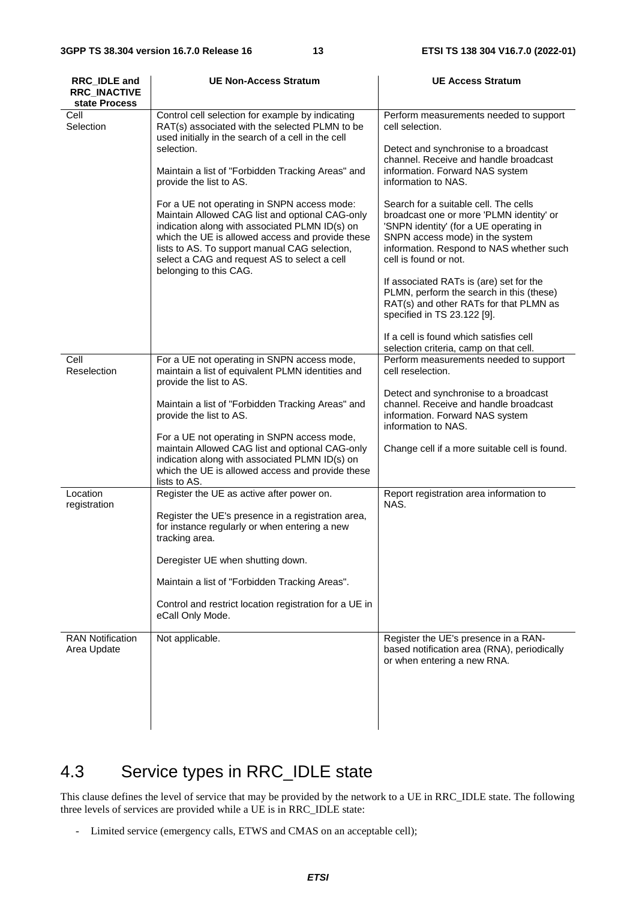| RRC_IDLE and RRC_INACTIVE state Process | UE Non-Access Stratum | UE Access Stratum |
|---|---|---|
| Cell Selection | Control cell selection for example by indicating RAT(s) associated with the selected PLMN to be used initially in the search of a cell in the cell selection.<br><br>Maintain a list of "Forbidden Tracking Areas" and provide the list to AS.<br><br>For a UE not operating in SNPN access mode: Maintain Allowed CAG list and optional CAG-only indication along with associated PLMN ID(s) on which the UE is allowed access and provide these lists to AS. To support manual CAG selection, select a CAG and request AS to select a cell belonging to this CAG. | Perform measurements needed to support cell selection.<br><br>Detect and synchronise to a broadcast channel. Receive and handle broadcast information. Forward NAS system information to NAS.<br><br>Search for a suitable cell. The cells broadcast one or more 'PLMN identity' or 'SNPN identity' (for a UE operating in SNPN access mode) in the system information. Respond to NAS whether such cell is found or not.<br><br>If associated RATs is (are) set for the PLMN, perform the search in this (these) RAT(s) and other RATs for that PLMN as specified in TS 23.122 [9].<br><br>If a cell is found which satisfies cell selection criteria, camp on that cell. |
| Cell Reselection | For a UE not operating in SNPN access mode, maintain a list of equivalent PLMN identities and provide the list to AS.<br><br>Maintain a list of "Forbidden Tracking Areas" and provide the list to AS.<br><br>For a UE not operating in SNPN access mode, maintain Allowed CAG list and optional CAG-only indication along with associated PLMN ID(s) on which the UE is allowed access and provide these lists to AS. | Perform measurements needed to support cell reselection.<br><br>Detect and synchronise to a broadcast channel. Receive and handle broadcast information. Forward NAS system information to NAS.<br><br>Change cell if a more suitable cell is found. |
| Location registration | Register the UE as active after power on.<br><br>Register the UE's presence in a registration area, for instance regularly or when entering a new tracking area.<br><br>Deregister UE when shutting down.<br><br>Maintain a list of "Forbidden Tracking Areas".<br><br>Control and restrict location registration for a UE in eCall Only Mode. | Report registration area information to NAS. |
| RAN Notification Area Update | Not applicable. | Register the UE's presence in a RAN-based notification area (RNA), periodically or when entering a new RNA. |

## 4.3 Service types in RRC_IDLE state

This clause defines the level of service that may be provided by the network to a UE in RRC_IDLE state. The following three levels of services are provided while a UE is in RRC_IDLE state:

- Limited service (emergency calls, ETWS and CMAS on an acceptable cell);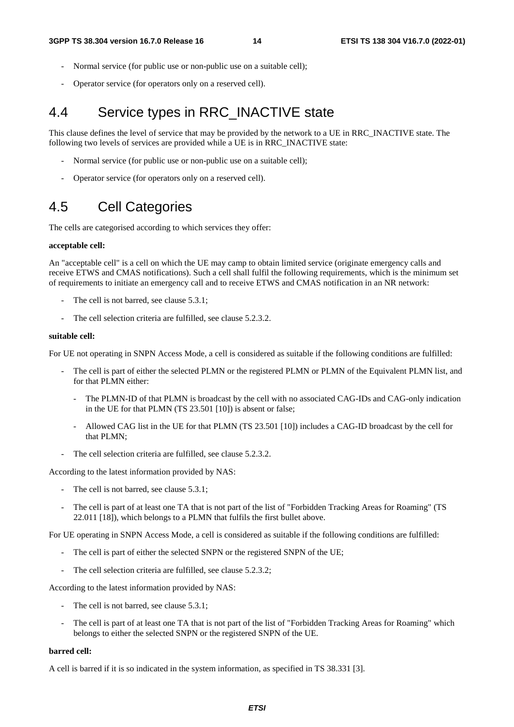- Normal service (for public use or non-public use on a suitable cell);
- Operator service (for operators only on a reserved cell).

## 4.4 Service types in RRC_INACTIVE state

This clause defines the level of service that may be provided by the network to a UE in RRC_INACTIVE state. The following two levels of services are provided while a UE is in RRC_INACTIVE state:

- Normal service (for public use or non-public use on a suitable cell);
- Operator service (for operators only on a reserved cell).

## 4.5 Cell Categories

The cells are categorised according to which services they offer:

**acceptable cell:**

An "acceptable cell" is a cell on which the UE may camp to obtain limited service (originate emergency calls and receive ETWS and CMAS notifications). Such a cell shall fulfil the following requirements, which is the minimum set of requirements to initiate an emergency call and to receive ETWS and CMAS notification in an NR network:

- The cell is not barred, see clause 5.3.1;
- The cell selection criteria are fulfilled, see clause 5.2.3.2.

**suitable cell:**

For UE not operating in SNPN Access Mode, a cell is considered as suitable if the following conditions are fulfilled:

- The cell is part of either the selected PLMN or the registered PLMN or PLMN of the Equivalent PLMN list, and for that PLMN either:
  - The PLMN-ID of that PLMN is broadcast by the cell with no associated CAG-IDs and CAG-only indication in the UE for that PLMN (TS 23.501 [10]) is absent or false;
  - Allowed CAG list in the UE for that PLMN (TS 23.501 [10]) includes a CAG-ID broadcast by the cell for that PLMN;
- The cell selection criteria are fulfilled, see clause 5.2.3.2.

According to the latest information provided by NAS:

- The cell is not barred, see clause 5.3.1;
- The cell is part of at least one TA that is not part of the list of "Forbidden Tracking Areas for Roaming" (TS 22.011 [18]), which belongs to a PLMN that fulfils the first bullet above.

For UE operating in SNPN Access Mode, a cell is considered as suitable if the following conditions are fulfilled:

- The cell is part of either the selected SNPN or the registered SNPN of the UE;
- The cell selection criteria are fulfilled, see clause 5.2.3.2;

According to the latest information provided by NAS:

- The cell is not barred, see clause 5.3.1;
- The cell is part of at least one TA that is not part of the list of "Forbidden Tracking Areas for Roaming" which belongs to either the selected SNPN or the registered SNPN of the UE.

**barred cell:**

A cell is barred if it is so indicated in the system information, as specified in TS 38.331 [3].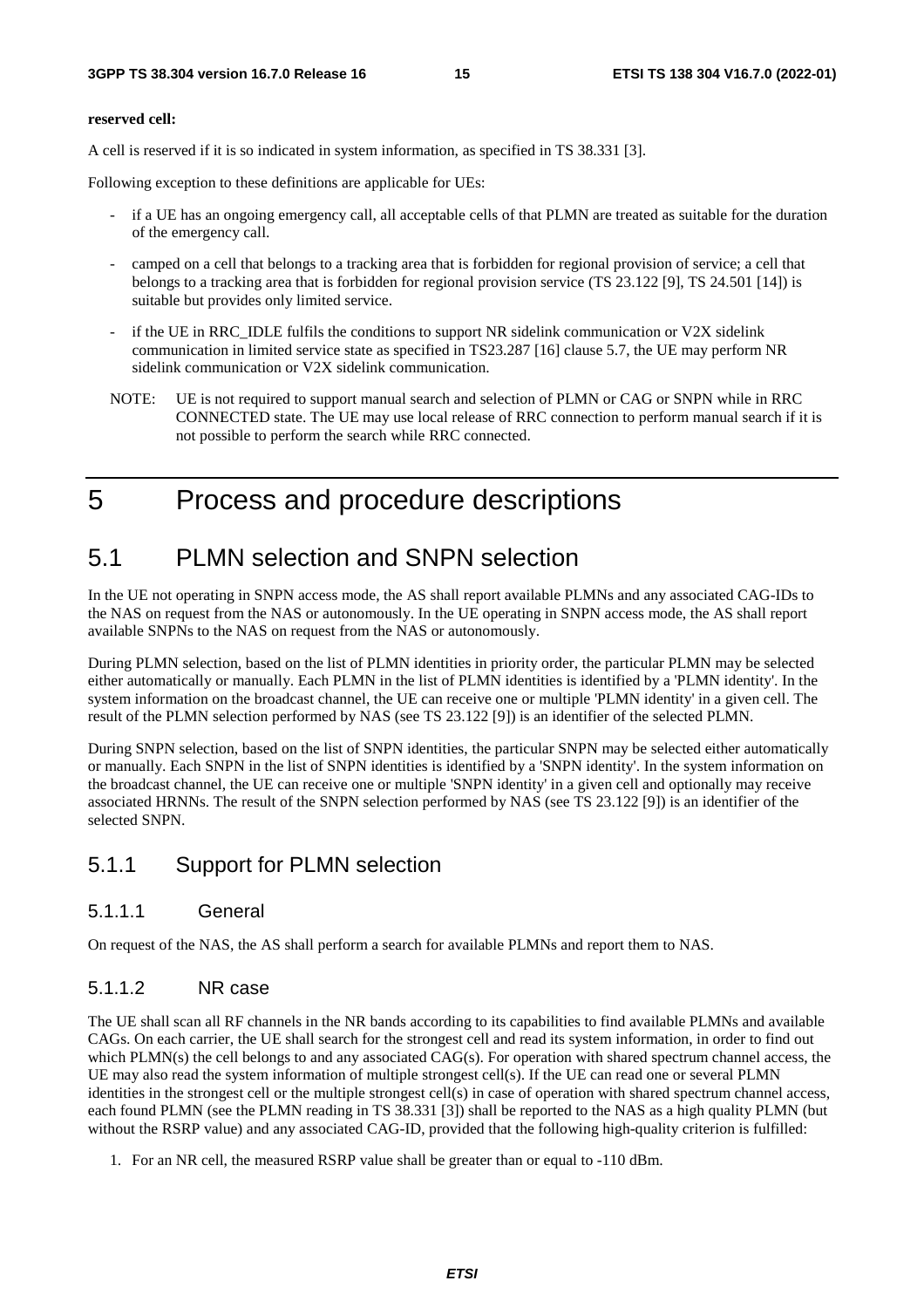**reserved cell:**

A cell is reserved if it is so indicated in system information, as specified in TS 38.331 [3].

Following exception to these definitions are applicable for UEs:

- if a UE has an ongoing emergency call, all acceptable cells of that PLMN are treated as suitable for the duration of the emergency call.
- camped on a cell that belongs to a tracking area that is forbidden for regional provision of service; a cell that belongs to a tracking area that is forbidden for regional provision service (TS 23.122 [9], TS 24.501 [14]) is suitable but provides only limited service.
- if the UE in RRC_IDLE fulfils the conditions to support NR sidelink communication or V2X sidelink communication in limited service state as specified in TS23.287 [16] clause 5.7, the UE may perform NR sidelink communication or V2X sidelink communication.

NOTE: UE is not required to support manual search and selection of PLMN or CAG or SNPN while in RRC CONNECTED state. The UE may use local release of RRC connection to perform manual search if it is not possible to perform the search while RRC connected.

# 5 Process and procedure descriptions

## 5.1 PLMN selection and SNPN selection

In the UE not operating in SNPN access mode, the AS shall report available PLMNs and any associated CAG-IDs to the NAS on request from the NAS or autonomously. In the UE operating in SNPN access mode, the AS shall report available SNPNs to the NAS on request from the NAS or autonomously.

During PLMN selection, based on the list of PLMN identities in priority order, the particular PLMN may be selected either automatically or manually. Each PLMN in the list of PLMN identities is identified by a 'PLMN identity'. In the system information on the broadcast channel, the UE can receive one or multiple 'PLMN identity' in a given cell. The result of the PLMN selection performed by NAS (see TS 23.122 [9]) is an identifier of the selected PLMN.

During SNPN selection, based on the list of SNPN identities, the particular SNPN may be selected either automatically or manually. Each SNPN in the list of SNPN identities is identified by a 'SNPN identity'. In the system information on the broadcast channel, the UE can receive one or multiple 'SNPN identity' in a given cell and optionally may receive associated HRNNs. The result of the SNPN selection performed by NAS (see TS 23.122 [9]) is an identifier of the selected SNPN.

### 5.1.1 Support for PLMN selection

#### 5.1.1.1 General

On request of the NAS, the AS shall perform a search for available PLMNs and report them to NAS.

#### 5.1.1.2 NR case

The UE shall scan all RF channels in the NR bands according to its capabilities to find available PLMNs and available CAGs. On each carrier, the UE shall search for the strongest cell and read its system information, in order to find out which PLMN(s) the cell belongs to and any associated CAG(s). For operation with shared spectrum channel access, the UE may also read the system information of multiple strongest cell(s). If the UE can read one or several PLMN identities in the strongest cell or the multiple strongest cell(s) in case of operation with shared spectrum channel access, each found PLMN (see the PLMN reading in TS 38.331 [3]) shall be reported to the NAS as a high quality PLMN (but without the RSRP value) and any associated CAG-ID, provided that the following high-quality criterion is fulfilled:

1. For an NR cell, the measured RSRP value shall be greater than or equal to -110 dBm.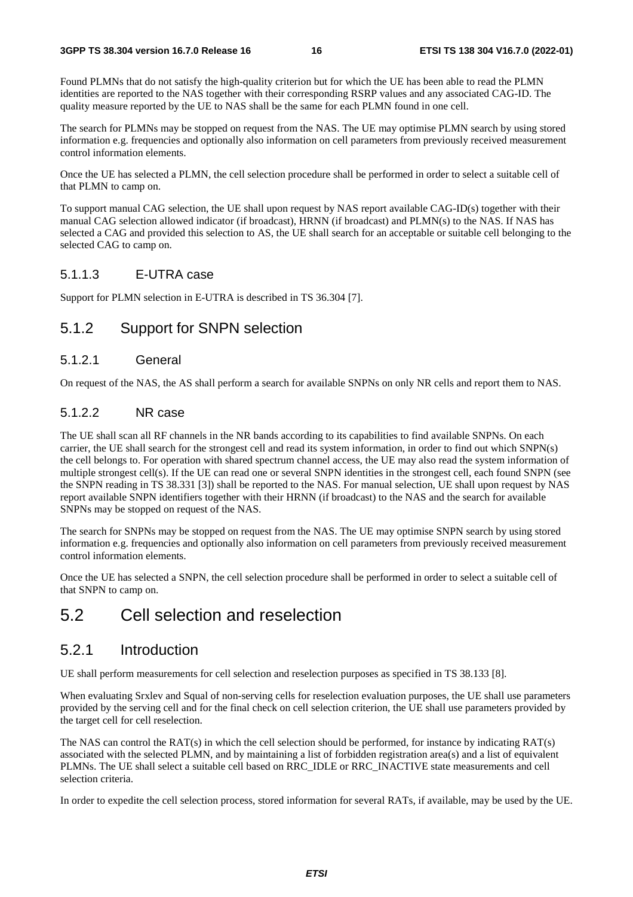Found PLMNs that do not satisfy the high-quality criterion but for which the UE has been able to read the PLMN identities are reported to the NAS together with their corresponding RSRP values and any associated CAG-ID. The quality measure reported by the UE to NAS shall be the same for each PLMN found in one cell.

The search for PLMNs may be stopped on request from the NAS. The UE may optimise PLMN search by using stored information e.g. frequencies and optionally also information on cell parameters from previously received measurement control information elements.

Once the UE has selected a PLMN, the cell selection procedure shall be performed in order to select a suitable cell of that PLMN to camp on.

To support manual CAG selection, the UE shall upon request by NAS report available CAG-ID(s) together with their manual CAG selection allowed indicator (if broadcast), HRNN (if broadcast) and PLMN(s) to the NAS. If NAS has selected a CAG and provided this selection to AS, the UE shall search for an acceptable or suitable cell belonging to the selected CAG to camp on.

#### 5.1.1.3 E-UTRA case

Support for PLMN selection in E-UTRA is described in TS 36.304 [7].

### 5.1.2 Support for SNPN selection

#### 5.1.2.1 General

On request of the NAS, the AS shall perform a search for available SNPNs on only NR cells and report them to NAS.

#### 5.1.2.2 NR case

The UE shall scan all RF channels in the NR bands according to its capabilities to find available SNPNs. On each carrier, the UE shall search for the strongest cell and read its system information, in order to find out which SNPN(s) the cell belongs to. For operation with shared spectrum channel access, the UE may also read the system information of multiple strongest cell(s). If the UE can read one or several SNPN identities in the strongest cell, each found SNPN (see the SNPN reading in TS 38.331 [3]) shall be reported to the NAS. For manual selection, UE shall upon request by NAS report available SNPN identifiers together with their HRNN (if broadcast) to the NAS and the search for available SNPNs may be stopped on request of the NAS.

The search for SNPNs may be stopped on request from the NAS. The UE may optimise SNPN search by using stored information e.g. frequencies and optionally also information on cell parameters from previously received measurement control information elements.

Once the UE has selected a SNPN, the cell selection procedure shall be performed in order to select a suitable cell of that SNPN to camp on.

## 5.2 Cell selection and reselection

### 5.2.1 Introduction

UE shall perform measurements for cell selection and reselection purposes as specified in TS 38.133 [8].

When evaluating Srxlev and Squal of non-serving cells for reselection evaluation purposes, the UE shall use parameters provided by the serving cell and for the final check on cell selection criterion, the UE shall use parameters provided by the target cell for cell reselection.

The NAS can control the RAT(s) in which the cell selection should be performed, for instance by indicating RAT(s) associated with the selected PLMN, and by maintaining a list of forbidden registration area(s) and a list of equivalent PLMNs. The UE shall select a suitable cell based on RRC_IDLE or RRC_INACTIVE state measurements and cell selection criteria.

In order to expedite the cell selection process, stored information for several RATs, if available, may be used by the UE.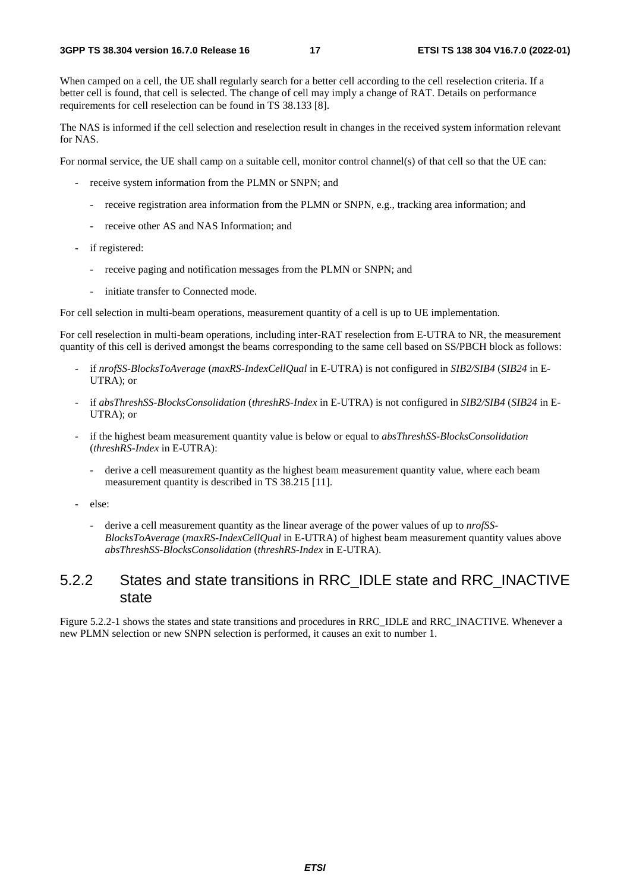When camped on a cell, the UE shall regularly search for a better cell according to the cell reselection criteria. If a better cell is found, that cell is selected. The change of cell may imply a change of RAT. Details on performance requirements for cell reselection can be found in TS 38.133 [8].

The NAS is informed if the cell selection and reselection result in changes in the received system information relevant for NAS.

For normal service, the UE shall camp on a suitable cell, monitor control channel(s) of that cell so that the UE can:

- receive system information from the PLMN or SNPN; and
    - receive registration area information from the PLMN or SNPN, e.g., tracking area information; and
    - receive other AS and NAS Information; and
- if registered:
    - receive paging and notification messages from the PLMN or SNPN; and
    - initiate transfer to Connected mode.

For cell selection in multi-beam operations, measurement quantity of a cell is up to UE implementation.

For cell reselection in multi-beam operations, including inter-RAT reselection from E-UTRA to NR, the measurement quantity of this cell is derived amongst the beams corresponding to the same cell based on SS/PBCH block as follows:

- if *nrofSS-BlocksToAverage* (*maxRS-IndexCellQual* in E-UTRA) is not configured in *SIB2/SIB4* (*SIB24* in E-UTRA); or
- if *absThreshSS-BlocksConsolidation* (*threshRS-Index* in E-UTRA) is not configured in *SIB2/SIB4* (*SIB24* in E-UTRA); or
- if the highest beam measurement quantity value is below or equal to *absThreshSS-BlocksConsolidation* (*threshRS-Index* in E-UTRA):
    - derive a cell measurement quantity as the highest beam measurement quantity value, where each beam measurement quantity is described in TS 38.215 [11].
- else:
    - derive a cell measurement quantity as the linear average of the power values of up to *nrofSS-BlocksToAverage* (*maxRS-IndexCellQual* in E-UTRA) of highest beam measurement quantity values above *absThreshSS-BlocksConsolidation* (*threshRS-Index* in E-UTRA).

## 5.2.2 States and state transitions in RRC_IDLE state and RRC_INACTIVE state

Figure 5.2.2-1 shows the states and state transitions and procedures in RRC_IDLE and RRC_INACTIVE. Whenever a new PLMN selection or new SNPN selection is performed, it causes an exit to number 1.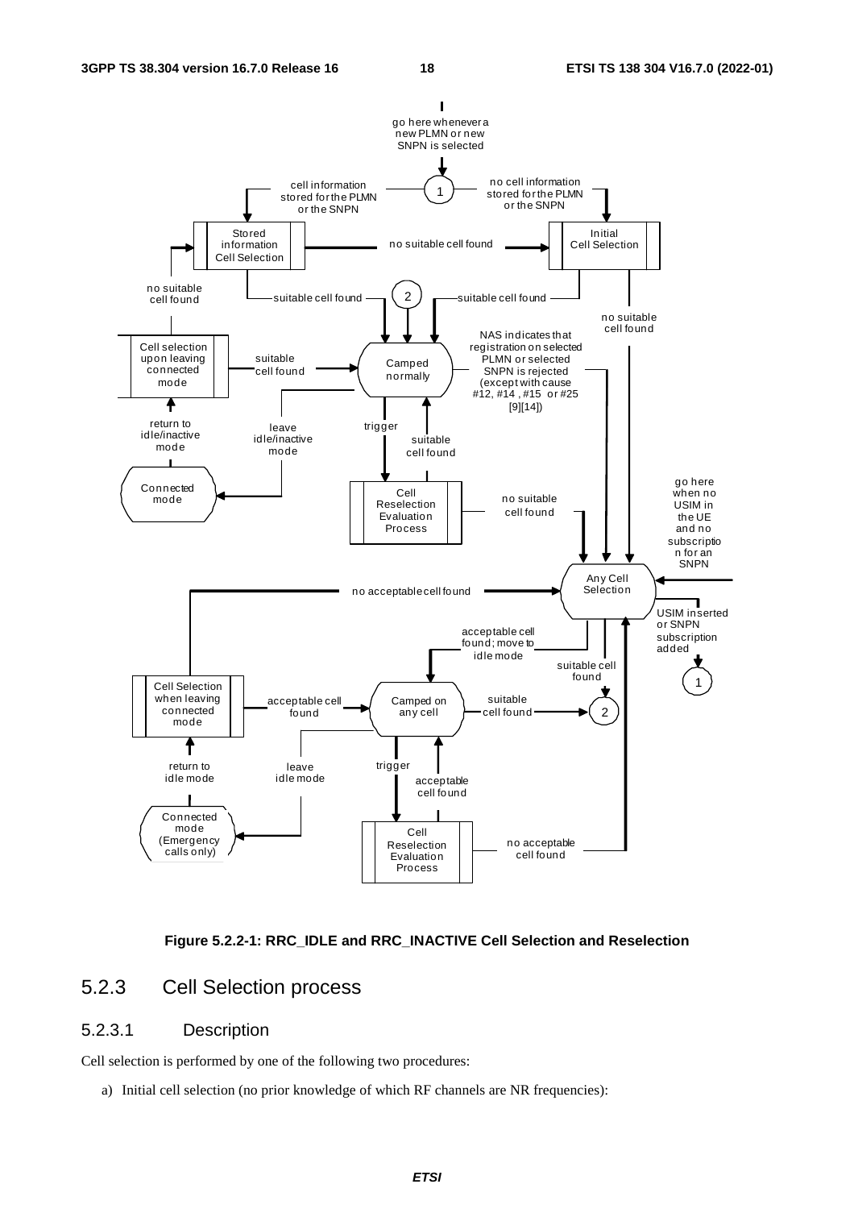Figure 5.2.2-1: RRC_IDLE and RRC_INACTIVE Cell Selection and Reselection

### 5.2.3 Cell Selection process

#### 5.2.3.1 Description

Cell selection is performed by one of the following two procedures:

a) Initial cell selection (no prior knowledge of which RF channels are NR frequencies):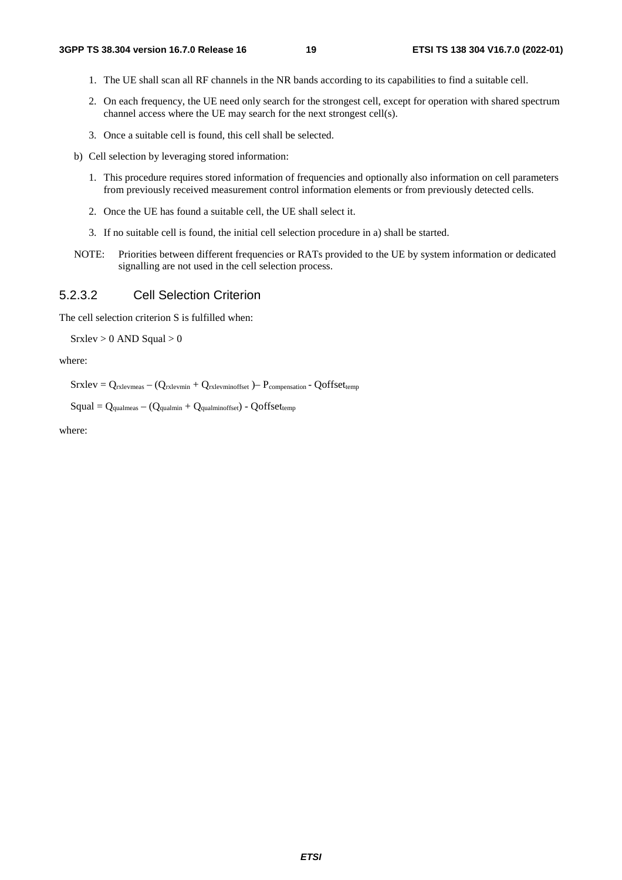1. The UE shall scan all RF channels in the NR bands according to its capabilities to find a suitable cell.

2. On each frequency, the UE need only search for the strongest cell, except for operation with shared spectrum channel access where the UE may search for the next strongest cell(s).

3. Once a suitable cell is found, this cell shall be selected.

b) Cell selection by leveraging stored information:

1. This procedure requires stored information of frequencies and optionally also information on cell parameters from previously received measurement control information elements or from previously detected cells.

2. Once the UE has found a suitable cell, the UE shall select it.

3. If no suitable cell is found, the initial cell selection procedure in a) shall be started.

NOTE: Priorities between different frequencies or RATs provided to the UE by system information or dedicated signalling are not used in the cell selection process.

### 5.2.3.2 Cell Selection Criterion

The cell selection criterion S is fulfilled when:

Srxlev > 0 AND Squal > 0

where:

$$Srxlev = Q_{rxlevmeas} - (Q_{rxlevmin} + Q_{rxlevminoffset}) - P_{compensation} - Qoffset_{temp}$$

$$Squal = Q_{qualmeas} - (Q_{qualmin} + Q_{qualminoffset}) - Qoffset_{temp}$$

where: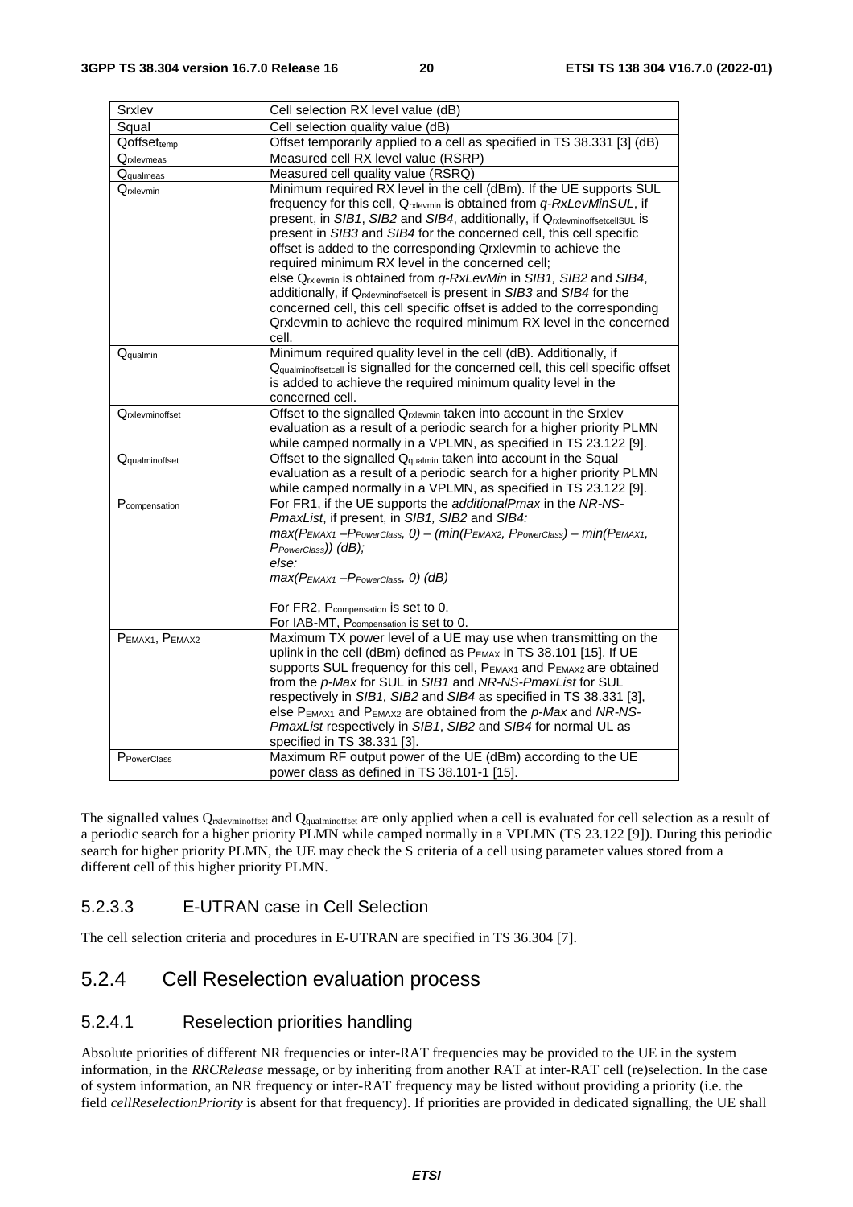| | |
|---|---|
| Srxlev | Cell selection RX level value (dB) |
| Squal | Cell selection quality value (dB) |
| $Qoffset_{temp}$ | Offset temporarily applied to a cell as specified in TS 38.331 [3] (dB) |
| $Q_{rxlevmeas}$ | Measured cell RX level value (RSRP) |
| $Q_{qualmeas}$ | Measured cell quality value (RSRQ) |
| $Q_{rxlevmin}$ | Minimum required RX level in the cell (dBm). If the UE supports SUL frequency for this cell, $Q_{rxlevmin}$ is obtained from *q-RxLevMinSUL*, if present, in *SIB1*, *SIB2* and *SIB4*, additionally, if $Q_{rxlevminoffsetcellSUL}$ is present in *SIB3* and *SIB4* for the concerned cell, this cell specific offset is added to the corresponding Qrxlevmin to achieve the required minimum RX level in the concerned cell; else $Q_{rxlevmin}$ is obtained from *q-RxLevMin* in *SIB1, SIB2* and *SIB4*, additionally, if $Q_{rxlevminoffsetcell}$ is present in *SIB3* and *SIB4* for the concerned cell, this cell specific offset is added to the corresponding Qrxlevmin to achieve the required minimum RX level in the concerned cell. |
| $Q_{qualmin}$ | Minimum required quality level in the cell (dB). Additionally, if $Q_{qualminoffsetcell}$ is signalled for the concerned cell, this cell specific offset is added to achieve the required minimum quality level in the concerned cell. |
| $Q_{rxlevminoffset}$ | Offset to the signalled $Q_{rxlevmin}$ taken into account in the Srxlev evaluation as a result of a periodic search for a higher priority PLMN while camped normally in a VPLMN, as specified in TS 23.122 [9]. |
| $Q_{qualminoffset}$ | Offset to the signalled $Q_{qualmin}$ taken into account in the Squal evaluation as a result of a periodic search for a higher priority PLMN while camped normally in a VPLMN, as specified in TS 23.122 [9]. |
| $P_{compensation}$ | For FR1, if the UE supports the *additionalPmax* in the *NR-NS-PmaxList*, if present, in *SIB1, SIB2* and *SIB4:* $max(P_{EMAX1} - P_{PowerClass}, 0) - (min(P_{EMAX2}, P_{PowerClass}) - min(P_{EMAX1}, P_{PowerClass}))$ (dB); *else:* $max(P_{EMAX1} - P_{PowerClass}, 0)$ (dB)<br><br>For FR2, $P_{compensation}$ is set to 0.<br>For IAB-MT, $P_{compensation}$ is set to 0. |
| $P_{EMAX1}$, $P_{EMAX2}$ | Maximum TX power level of a UE may use when transmitting on the uplink in the cell (dBm) defined as $P_{EMAX}$ in TS 38.101 [15]. If UE supports SUL frequency for this cell, $P_{EMAX1}$ and $P_{EMAX2}$ are obtained from the *p-Max* for SUL in *SIB1* and *NR-NS-PmaxList* for SUL respectively in *SIB1, SIB2* and *SIB4* as specified in TS 38.331 [3], else $P_{EMAX1}$ and $P_{EMAX2}$ are obtained from the *p-Max* and *NR-NS-PmaxList* respectively in *SIB1*, *SIB2* and *SIB4* for normal UL as specified in TS 38.331 [3]. |
| $P_{PowerClass}$ | Maximum RF output power of the UE (dBm) according to the UE power class as defined in TS 38.101-1 [15]. |

The signalled values $Q_{rxlevminoffset}$ and $Q_{qualminoffset}$ are only applied when a cell is evaluated for cell selection as a result of a periodic search for a higher priority PLMN while camped normally in a VPLMN (TS 23.122 [9]). During this periodic search for higher priority PLMN, the UE may check the S criteria of a cell using parameter values stored from a different cell of this higher priority PLMN.

#### 5.2.3.3 E-UTRAN case in Cell Selection

The cell selection criteria and procedures in E-UTRAN are specified in TS 36.304 [7].

### 5.2.4 Cell Reselection evaluation process

#### 5.2.4.1 Reselection priorities handling

Absolute priorities of different NR frequencies or inter-RAT frequencies may be provided to the UE in the system information, in the *RRCRelease* message, or by inheriting from another RAT at inter-RAT cell (re)selection. In the case of system information, an NR frequency or inter-RAT frequency may be listed without providing a priority (i.e. the field *cellReselectionPriority* is absent for that frequency). If priorities are provided in dedicated signalling, the UE shall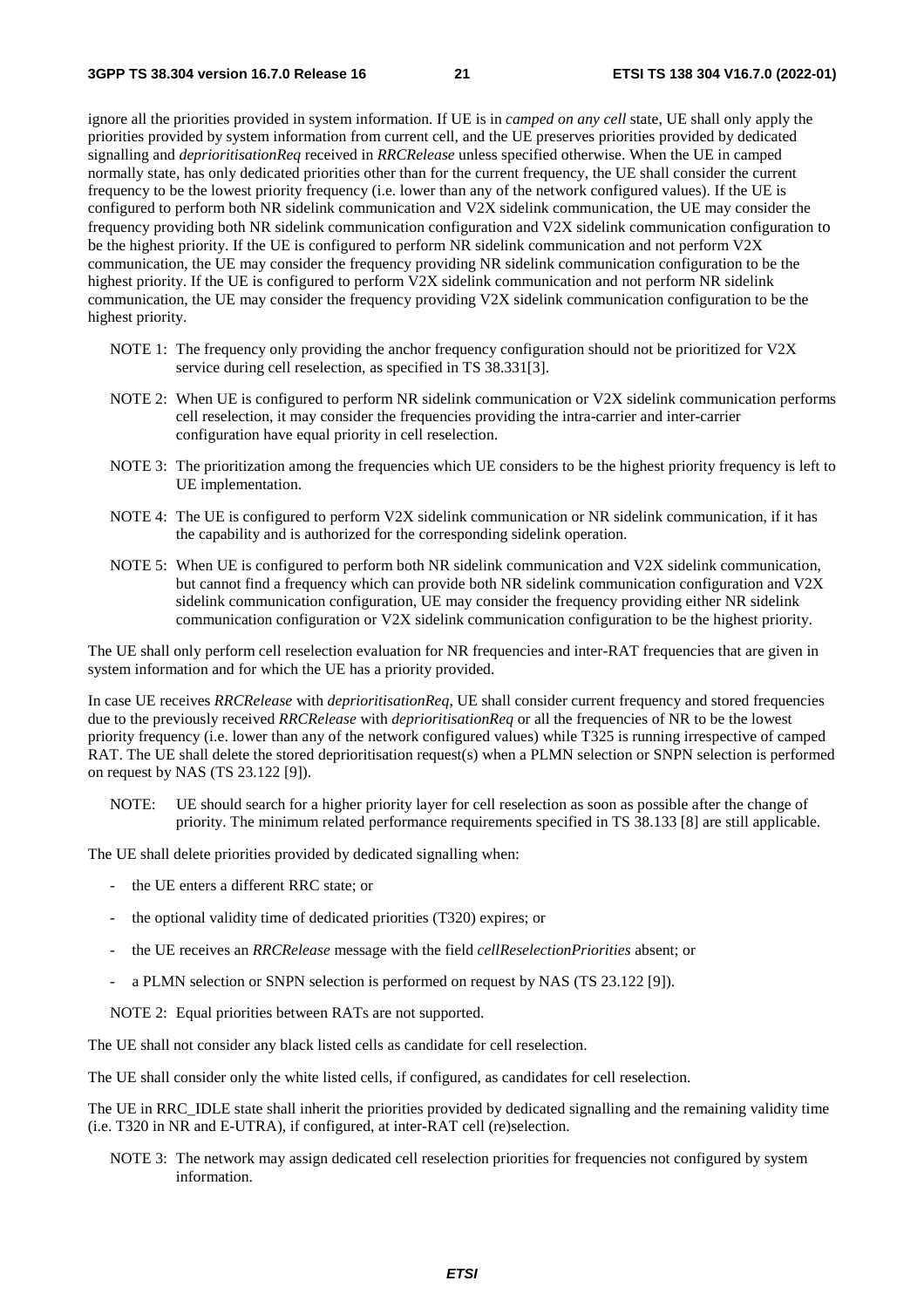ignore all the priorities provided in system information. If UE is in *camped on any cell* state, UE shall only apply the priorities provided by system information from current cell, and the UE preserves priorities provided by dedicated signalling and *deprioritisationReq* received in *RRCRelease* unless specified otherwise. When the UE in camped normally state, has only dedicated priorities other than for the current frequency, the UE shall consider the current frequency to be the lowest priority frequency (i.e. lower than any of the network configured values). If the UE is configured to perform both NR sidelink communication and V2X sidelink communication, the UE may consider the frequency providing both NR sidelink communication configuration and V2X sidelink communication configuration to be the highest priority. If the UE is configured to perform NR sidelink communication and not perform V2X communication, the UE may consider the frequency providing NR sidelink communication configuration to be the highest priority. If the UE is configured to perform V2X sidelink communication and not perform NR sidelink communication, the UE may consider the frequency providing V2X sidelink communication configuration to be the highest priority.

NOTE 1: The frequency only providing the anchor frequency configuration should not be prioritized for V2X service during cell reselection, as specified in TS 38.331[3].

NOTE 2: When UE is configured to perform NR sidelink communication or V2X sidelink communication performs cell reselection, it may consider the frequencies providing the intra-carrier and inter-carrier configuration have equal priority in cell reselection.

NOTE 3: The prioritization among the frequencies which UE considers to be the highest priority frequency is left to UE implementation.

NOTE 4: The UE is configured to perform V2X sidelink communication or NR sidelink communication, if it has the capability and is authorized for the corresponding sidelink operation.

NOTE 5: When UE is configured to perform both NR sidelink communication and V2X sidelink communication, but cannot find a frequency which can provide both NR sidelink communication configuration and V2X sidelink communication configuration, UE may consider the frequency providing either NR sidelink communication configuration or V2X sidelink communication configuration to be the highest priority.

The UE shall only perform cell reselection evaluation for NR frequencies and inter-RAT frequencies that are given in system information and for which the UE has a priority provided.

In case UE receives *RRCRelease* with *deprioritisationReq*, UE shall consider current frequency and stored frequencies due to the previously received *RRCRelease* with *deprioritisationReq* or all the frequencies of NR to be the lowest priority frequency (i.e. lower than any of the network configured values) while T325 is running irrespective of camped RAT. The UE shall delete the stored deprioritisation request(s) when a PLMN selection or SNPN selection is performed on request by NAS (TS 23.122 [9]).

NOTE: UE should search for a higher priority layer for cell reselection as soon as possible after the change of priority. The minimum related performance requirements specified in TS 38.133 [8] are still applicable.

The UE shall delete priorities provided by dedicated signalling when:

- the UE enters a different RRC state; or
- the optional validity time of dedicated priorities (T320) expires; or
- the UE receives an *RRCRelease* message with the field *cellReselectionPriorities* absent; or
- a PLMN selection or SNPN selection is performed on request by NAS (TS 23.122 [9]).

NOTE 2: Equal priorities between RATs are not supported.

The UE shall not consider any black listed cells as candidate for cell reselection.

The UE shall consider only the white listed cells, if configured, as candidates for cell reselection.

The UE in RRC_IDLE state shall inherit the priorities provided by dedicated signalling and the remaining validity time (i.e. T320 in NR and E-UTRA), if configured, at inter-RAT cell (re)selection.

NOTE 3: The network may assign dedicated cell reselection priorities for frequencies not configured by system information.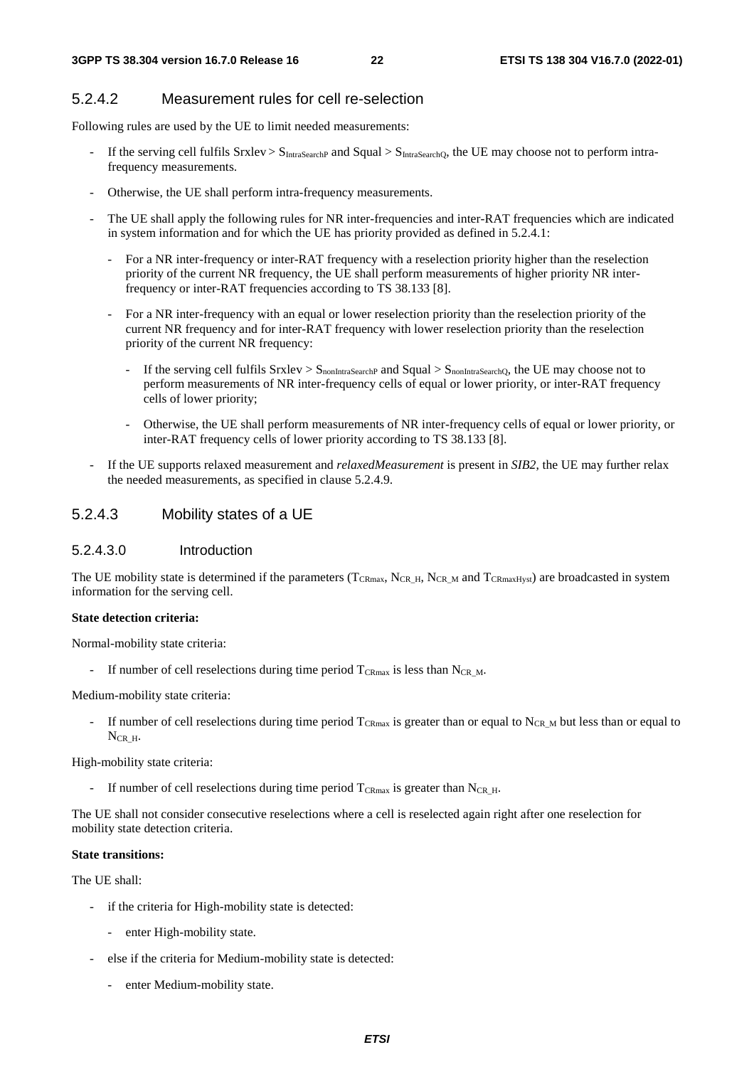### 5.2.4.2 Measurement rules for cell re-selection

Following rules are used by the UE to limit needed measurements:

- If the serving cell fulfils Srxlev > $S_{IntraSearchP}$ and Squal > $S_{IntraSearchQ}$, the UE may choose not to perform intra-frequency measurements.
- Otherwise, the UE shall perform intra-frequency measurements.
- The UE shall apply the following rules for NR inter-frequencies and inter-RAT frequencies which are indicated in system information and for which the UE has priority provided as defined in 5.2.4.1:
  - For a NR inter-frequency or inter-RAT frequency with a reselection priority higher than the reselection priority of the current NR frequency, the UE shall perform measurements of higher priority NR inter-frequency or inter-RAT frequencies according to TS 38.133 [8].
  - For a NR inter-frequency with an equal or lower reselection priority than the reselection priority of the current NR frequency and for inter-RAT frequency with lower reselection priority than the reselection priority of the current NR frequency:
    - If the serving cell fulfils Srxlev > $S_{nonIntraSearchP}$ and Squal > $S_{nonIntraSearchQ}$, the UE may choose not to perform measurements of NR inter-frequency cells of equal or lower priority, or inter-RAT frequency cells of lower priority;
    - Otherwise, the UE shall perform measurements of NR inter-frequency cells of equal or lower priority, or inter-RAT frequency cells of lower priority according to TS 38.133 [8].
- If the UE supports relaxed measurement and *relaxedMeasurement* is present in *SIB2*, the UE may further relax the needed measurements, as specified in clause 5.2.4.9.

### 5.2.4.3 Mobility states of a UE

#### 5.2.4.3.0 Introduction

The UE mobility state is determined if the parameters ($T_{CRmax}$, $N_{CR\_H}$, $N_{CR\_M}$ and $T_{CRmaxHyst}$) are broadcasted in system information for the serving cell.

**State detection criteria:**

Normal-mobility state criteria:

- If number of cell reselections during time period $T_{CRmax}$ is less than $N_{CR\_M}$.

Medium-mobility state criteria:

- If number of cell reselections during time period $T_{CRmax}$ is greater than or equal to $N_{CR\_M}$ but less than or equal to $N_{CR\_H}$.

High-mobility state criteria:

- If number of cell reselections during time period $T_{CRmax}$ is greater than $N_{CR\_H}$.

The UE shall not consider consecutive reselections where a cell is reselected again right after one reselection for mobility state detection criteria.

**State transitions:**

The UE shall:

- if the criteria for High-mobility state is detected:
  - enter High-mobility state.
- else if the criteria for Medium-mobility state is detected:
  - enter Medium-mobility state.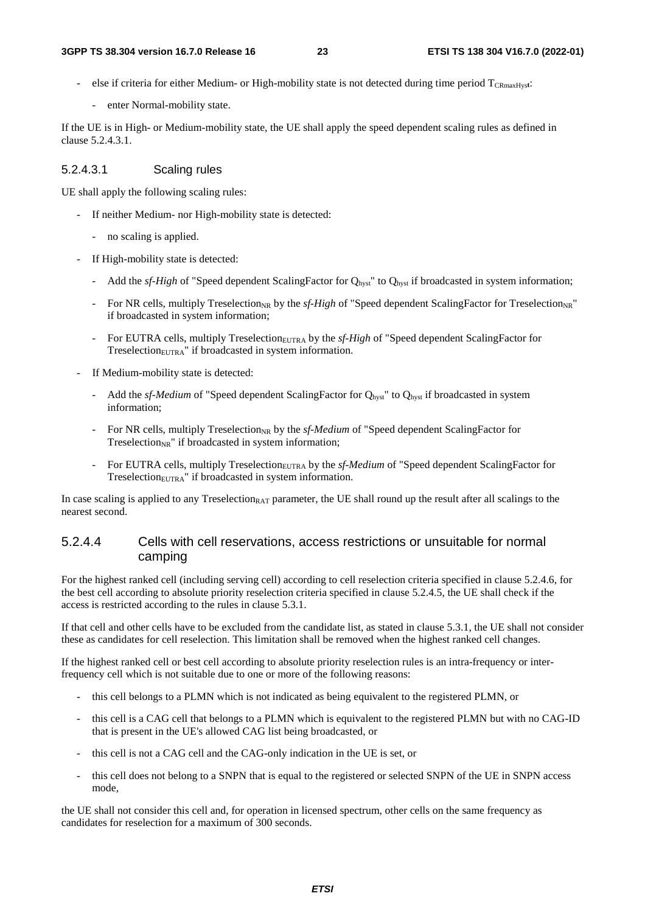- else if criteria for either Medium- or High-mobility state is not detected during time period $T_{CRmaxHyst}$:

  - enter Normal-mobility state.

If the UE is in High- or Medium-mobility state, the UE shall apply the speed dependent scaling rules as defined in clause 5.2.4.3.1.

#### 5.2.4.3.1 Scaling rules

UE shall apply the following scaling rules:

- If neither Medium- nor High-mobility state is detected:

  - no scaling is applied.

- If High-mobility state is detected:

  - Add the *sf-High* of "Speed dependent ScalingFactor for $Q_{hyst}$" to $Q_{hyst}$ if broadcasted in system information;

  - For NR cells, multiply $Treselection_{NR}$ by the *sf-High* of "Speed dependent ScalingFactor for $Treselection_{NR}$" if broadcasted in system information;

  - For EUTRA cells, multiply $Treselection_{EUTRA}$ by the *sf-High* of "Speed dependent ScalingFactor for $Treselection_{EUTRA}$" if broadcasted in system information.

- If Medium-mobility state is detected:

  - Add the *sf-Medium* of "Speed dependent ScalingFactor for $Q_{hyst}$" to $Q_{hyst}$ if broadcasted in system information;

  - For NR cells, multiply $Treselection_{NR}$ by the *sf-Medium* of "Speed dependent ScalingFactor for $Treselection_{NR}$" if broadcasted in system information;

  - For EUTRA cells, multiply $Treselection_{EUTRA}$ by the *sf-Medium* of "Speed dependent ScalingFactor for $Treselection_{EUTRA}$" if broadcasted in system information.

In case scaling is applied to any $Treselection_{RAT}$ parameter, the UE shall round up the result after all scalings to the nearest second.

### 5.2.4.4 Cells with cell reservations, access restrictions or unsuitable for normal camping

For the highest ranked cell (including serving cell) according to cell reselection criteria specified in clause 5.2.4.6, for the best cell according to absolute priority reselection criteria specified in clause 5.2.4.5, the UE shall check if the access is restricted according to the rules in clause 5.3.1.

If that cell and other cells have to be excluded from the candidate list, as stated in clause 5.3.1, the UE shall not consider these as candidates for cell reselection. This limitation shall be removed when the highest ranked cell changes.

If the highest ranked cell or best cell according to absolute priority reselection rules is an intra-frequency or inter-frequency cell which is not suitable due to one or more of the following reasons:

- this cell belongs to a PLMN which is not indicated as being equivalent to the registered PLMN, or

- this cell is a CAG cell that belongs to a PLMN which is equivalent to the registered PLMN but with no CAG-ID that is present in the UE's allowed CAG list being broadcasted, or

- this cell is not a CAG cell and the CAG-only indication in the UE is set, or

- this cell does not belong to a SNPN that is equal to the registered or selected SNPN of the UE in SNPN access mode,

the UE shall not consider this cell and, for operation in licensed spectrum, other cells on the same frequency as candidates for reselection for a maximum of 300 seconds.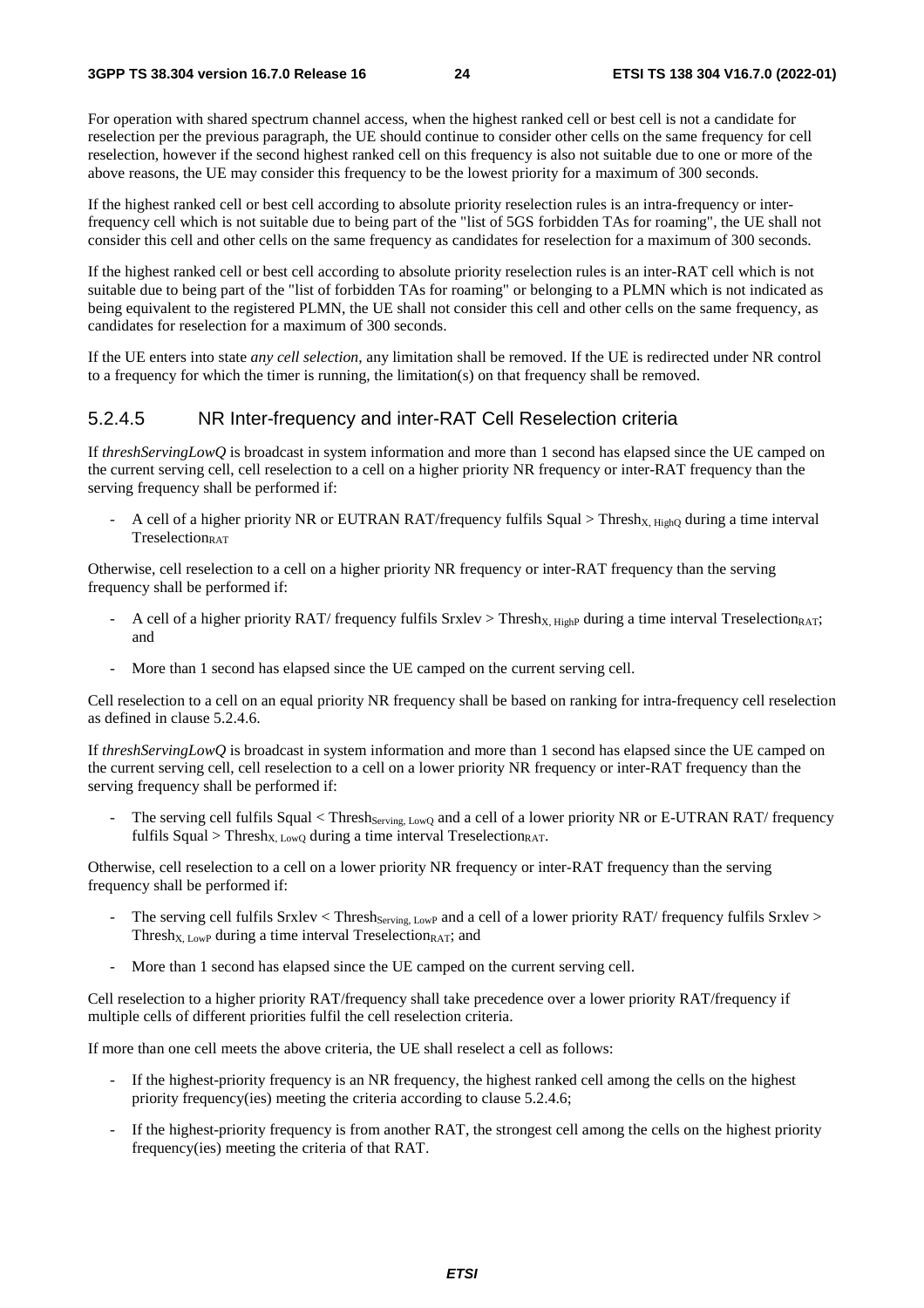For operation with shared spectrum channel access, when the highest ranked cell or best cell is not a candidate for reselection per the previous paragraph, the UE should continue to consider other cells on the same frequency for cell reselection, however if the second highest ranked cell on this frequency is also not suitable due to one or more of the above reasons, the UE may consider this frequency to be the lowest priority for a maximum of 300 seconds.

If the highest ranked cell or best cell according to absolute priority reselection rules is an intra-frequency or inter-frequency cell which is not suitable due to being part of the "list of 5GS forbidden TAs for roaming", the UE shall not consider this cell and other cells on the same frequency as candidates for reselection for a maximum of 300 seconds.

If the highest ranked cell or best cell according to absolute priority reselection rules is an inter-RAT cell which is not suitable due to being part of the "list of forbidden TAs for roaming" or belonging to a PLMN which is not indicated as being equivalent to the registered PLMN, the UE shall not consider this cell and other cells on the same frequency, as candidates for reselection for a maximum of 300 seconds.

If the UE enters into state *any cell selection*, any limitation shall be removed. If the UE is redirected under NR control to a frequency for which the timer is running, the limitation(s) on that frequency shall be removed.

### 5.2.4.5 NR Inter-frequency and inter-RAT Cell Reselection criteria

If *threshServingLowQ* is broadcast in system information and more than 1 second has elapsed since the UE camped on the current serving cell, cell reselection to a cell on a higher priority NR frequency or inter-RAT frequency than the serving frequency shall be performed if:

- A cell of a higher priority NR or EUTRAN RAT/frequency fulfils Squal > $Thresh_{X, HighQ}$ during a time interval $Treselection_{RAT}$

Otherwise, cell reselection to a cell on a higher priority NR frequency or inter-RAT frequency than the serving frequency shall be performed if:

- A cell of a higher priority RAT/ frequency fulfils Srxlev > $Thresh_{X, HighP}$ during a time interval $Treselection_{RAT}$; and
- More than 1 second has elapsed since the UE camped on the current serving cell.

Cell reselection to a cell on an equal priority NR frequency shall be based on ranking for intra-frequency cell reselection as defined in clause 5.2.4.6.

If *threshServingLowQ* is broadcast in system information and more than 1 second has elapsed since the UE camped on the current serving cell, cell reselection to a cell on a lower priority NR frequency or inter-RAT frequency than the serving frequency shall be performed if:

- The serving cell fulfils Squal < $Thresh_{Serving, LowQ}$ and a cell of a lower priority NR or E-UTRAN RAT/ frequency fulfils Squal > $Thresh_{X, LowQ}$ during a time interval $Treselection_{RAT}$.

Otherwise, cell reselection to a cell on a lower priority NR frequency or inter-RAT frequency than the serving frequency shall be performed if:

- The serving cell fulfils Srxlev < $Thresh_{Serving, LowP}$ and a cell of a lower priority RAT/ frequency fulfils Srxlev > $Thresh_{X, LowP}$ during a time interval $Treselection_{RAT}$; and
- More than 1 second has elapsed since the UE camped on the current serving cell.

Cell reselection to a higher priority RAT/frequency shall take precedence over a lower priority RAT/frequency if multiple cells of different priorities fulfil the cell reselection criteria.

If more than one cell meets the above criteria, the UE shall reselect a cell as follows:

- If the highest-priority frequency is an NR frequency, the highest ranked cell among the cells on the highest priority frequency(ies) meeting the criteria according to clause 5.2.4.6;
- If the highest-priority frequency is from another RAT, the strongest cell among the cells on the highest priority frequency(ies) meeting the criteria of that RAT.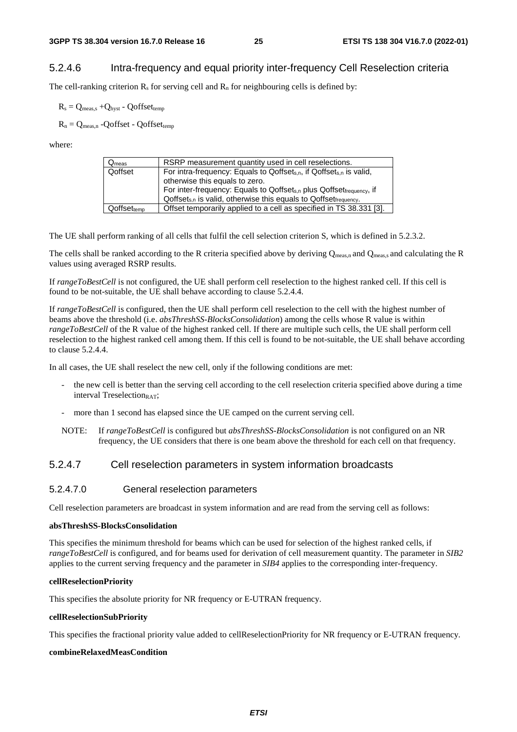### 5.2.4.6 Intra-frequency and equal priority inter-frequency Cell Reselection criteria

The cell-ranking criterion $R_s$ for serving cell and $R_n$ for neighbouring cells is defined by:

$R_s = Q_{meas,s} + Q_{hyst} - Qoffset_{temp}$

$R_n = Q_{meas,n} - Qoffset - Qoffset_{temp}$

where:

| | |
|---|---|
| $Q_{meas}$ | RSRP measurement quantity used in cell reselections. |
| Qoffset | For intra-frequency: Equals to $Qoffset_{s,n}$, if $Qoffset_{s,n}$ is valid, otherwise this equals to zero.<br>For inter-frequency: Equals to $Qoffset_{s,n}$ plus $Qoffset_{frequency}$, if $Qoffset_{s,n}$ is valid, otherwise this equals to $Qoffset_{frequency}$. |
| $Qoffset_{temp}$ | Offset temporarily applied to a cell as specified in TS 38.331 [3]. |

The UE shall perform ranking of all cells that fulfil the cell selection criterion S, which is defined in 5.2.3.2.

The cells shall be ranked according to the R criteria specified above by deriving $Q_{meas,n}$ and $Q_{meas,s}$ and calculating the R values using averaged RSRP results.

If *rangeToBestCell* is not configured, the UE shall perform cell reselection to the highest ranked cell. If this cell is found to be not-suitable, the UE shall behave according to clause 5.2.4.4.

If *rangeToBestCell* is configured, then the UE shall perform cell reselection to the cell with the highest number of beams above the threshold (i.e. *absThreshSS-BlocksConsolidation*) among the cells whose R value is within *rangeToBestCell* of the R value of the highest ranked cell. If there are multiple such cells, the UE shall perform cell reselection to the highest ranked cell among them. If this cell is found to be not-suitable, the UE shall behave according to clause 5.2.4.4.

In all cases, the UE shall reselect the new cell, only if the following conditions are met:

- the new cell is better than the serving cell according to the cell reselection criteria specified above during a time interval $Treselection_{RAT}$;
- more than 1 second has elapsed since the UE camped on the current serving cell.

NOTE: If *rangeToBestCell* is configured but *absThreshSS-BlocksConsolidation* is not configured on an NR frequency, the UE considers that there is one beam above the threshold for each cell on that frequency.

### 5.2.4.7 Cell reselection parameters in system information broadcasts

#### 5.2.4.7.0 General reselection parameters

Cell reselection parameters are broadcast in system information and are read from the serving cell as follows:

**absThreshSS-BlocksConsolidation**

This specifies the minimum threshold for beams which can be used for selection of the highest ranked cells, if *rangeToBestCell* is configured, and for beams used for derivation of cell measurement quantity. The parameter in *SIB2* applies to the current serving frequency and the parameter in *SIB4* applies to the corresponding inter-frequency.

**cellReselectionPriority**

This specifies the absolute priority for NR frequency or E-UTRAN frequency.

**cellReselectionSubPriority**

This specifies the fractional priority value added to cellReselectionPriority for NR frequency or E-UTRAN frequency.

**combineRelaxedMeasCondition**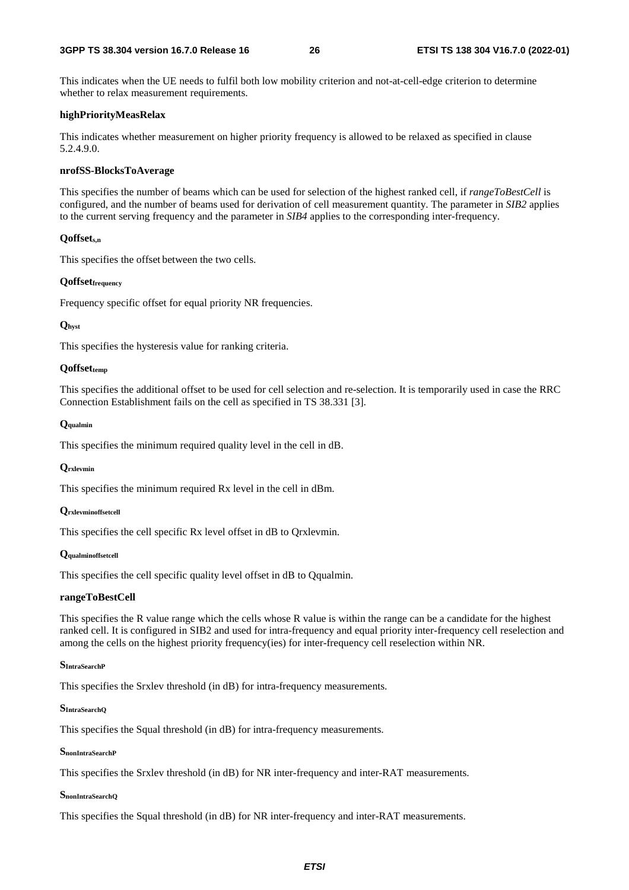This indicates when the UE needs to fulfil both low mobility criterion and not-at-cell-edge criterion to determine whether to relax measurement requirements.

**highPriorityMeasRelax**

This indicates whether measurement on higher priority frequency is allowed to be relaxed as specified in clause 5.2.4.9.0.

**nrofSS-BlocksToAverage**

This specifies the number of beams which can be used for selection of the highest ranked cell, if *rangeToBestCell* is configured, and the number of beams used for derivation of cell measurement quantity. The parameter in *SIB2* applies to the current serving frequency and the parameter in *SIB4* applies to the corresponding inter-frequency.

**$Qoffset_{s,n}$**

This specifies the offset between the two cells.

**$Qoffset_{frequency}$**

Frequency specific offset for equal priority NR frequencies.

**$Q_{hyst}$**

This specifies the hysteresis value for ranking criteria.

**$Qoffset_{temp}$**

This specifies the additional offset to be used for cell selection and re-selection. It is temporarily used in case the RRC Connection Establishment fails on the cell as specified in TS 38.331 [3].

**$Q_{qualmin}$**

This specifies the minimum required quality level in the cell in dB.

**$Q_{rxlevmin}$**

This specifies the minimum required Rx level in the cell in dBm.

**$Q_{rxlevminoffsetcell}$**

This specifies the cell specific Rx level offset in dB to Qrxlevmin.

**$Q_{qualminoffsetcell}$**

This specifies the cell specific quality level offset in dB to Qqualmin.

**rangeToBestCell**

This specifies the R value range which the cells whose R value is within the range can be a candidate for the highest ranked cell. It is configured in SIB2 and used for intra-frequency and equal priority inter-frequency cell reselection and among the cells on the highest priority frequency(ies) for inter-frequency cell reselection within NR.

**$S_{IntraSearchP}$**

This specifies the Srxlev threshold (in dB) for intra-frequency measurements.

**$S_{IntraSearchQ}$**

This specifies the Squal threshold (in dB) for intra-frequency measurements.

**$S_{nonIntraSearchP}$**

This specifies the Srxlev threshold (in dB) for NR inter-frequency and inter-RAT measurements.

**$S_{nonIntraSearchQ}$**

This specifies the Squal threshold (in dB) for NR inter-frequency and inter-RAT measurements.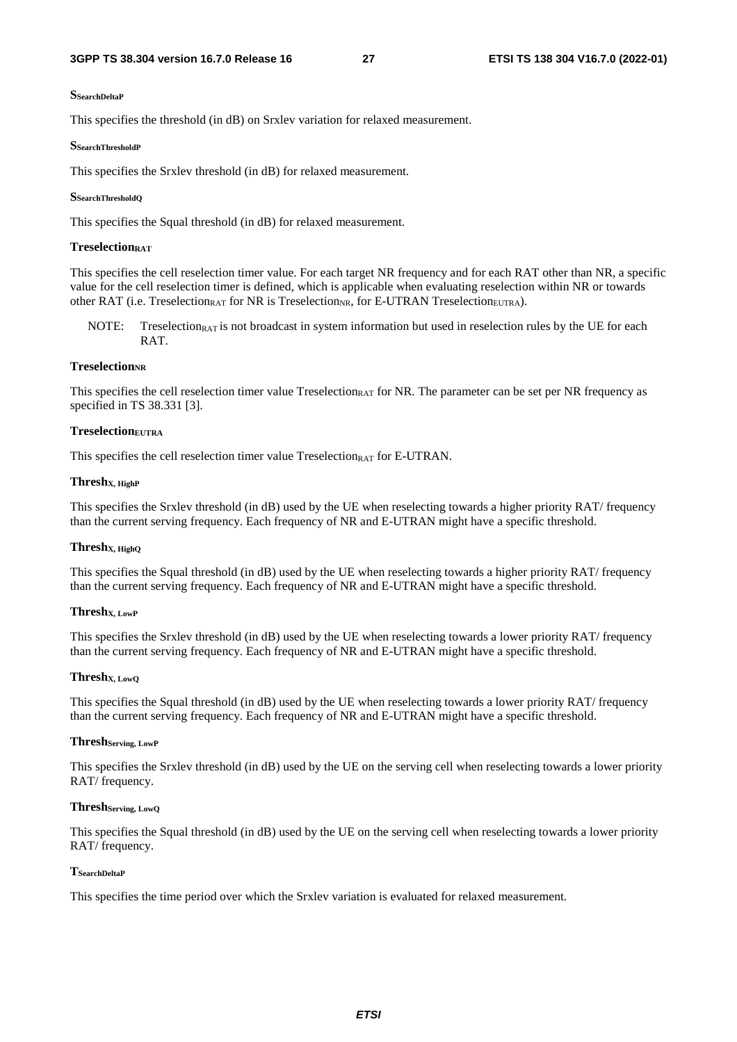**$S_{SearchDeltaP}$**

This specifies the threshold (in dB) on Srxlev variation for relaxed measurement.

**$S_{SearchThresholdP}$**

This specifies the Srxlev threshold (in dB) for relaxed measurement.

**$S_{SearchThresholdQ}$**

This specifies the Squal threshold (in dB) for relaxed measurement.

**$Treselection_{RAT}$**

This specifies the cell reselection timer value. For each target NR frequency and for each RAT other than NR, a specific value for the cell reselection timer is defined, which is applicable when evaluating reselection within NR or towards other RAT (i.e. $Treselection_{RAT}$ for NR is $Treselection_{NR}$, for E-UTRAN $Treselection_{EUTRA}$).

NOTE: $Treselection_{RAT}$ is not broadcast in system information but used in reselection rules by the UE for each RAT.

**$Treselection_{NR}$**

This specifies the cell reselection timer value $Treselection_{RAT}$ for NR. The parameter can be set per NR frequency as specified in TS 38.331 [3].

**$Treselection_{EUTRA}$**

This specifies the cell reselection timer value $Treselection_{RAT}$ for E-UTRAN.

**$Thresh_{X, HighP}$**

This specifies the Srxlev threshold (in dB) used by the UE when reselecting towards a higher priority RAT/ frequency than the current serving frequency. Each frequency of NR and E-UTRAN might have a specific threshold.

**$Thresh_{X, HighQ}$**

This specifies the Squal threshold (in dB) used by the UE when reselecting towards a higher priority RAT/ frequency than the current serving frequency. Each frequency of NR and E-UTRAN might have a specific threshold.

**$Thresh_{X, LowP}$**

This specifies the Srxlev threshold (in dB) used by the UE when reselecting towards a lower priority RAT/ frequency than the current serving frequency. Each frequency of NR and E-UTRAN might have a specific threshold.

**$Thresh_{X, LowQ}$**

This specifies the Squal threshold (in dB) used by the UE when reselecting towards a lower priority RAT/ frequency than the current serving frequency. Each frequency of NR and E-UTRAN might have a specific threshold.

**$Thresh_{Serving, LowP}$**

This specifies the Srxlev threshold (in dB) used by the UE on the serving cell when reselecting towards a lower priority RAT/ frequency.

**$Thresh_{Serving, LowQ}$**

This specifies the Squal threshold (in dB) used by the UE on the serving cell when reselecting towards a lower priority RAT/ frequency.

**$T_{SearchDeltaP}$**

This specifies the time period over which the Srxlev variation is evaluated for relaxed measurement.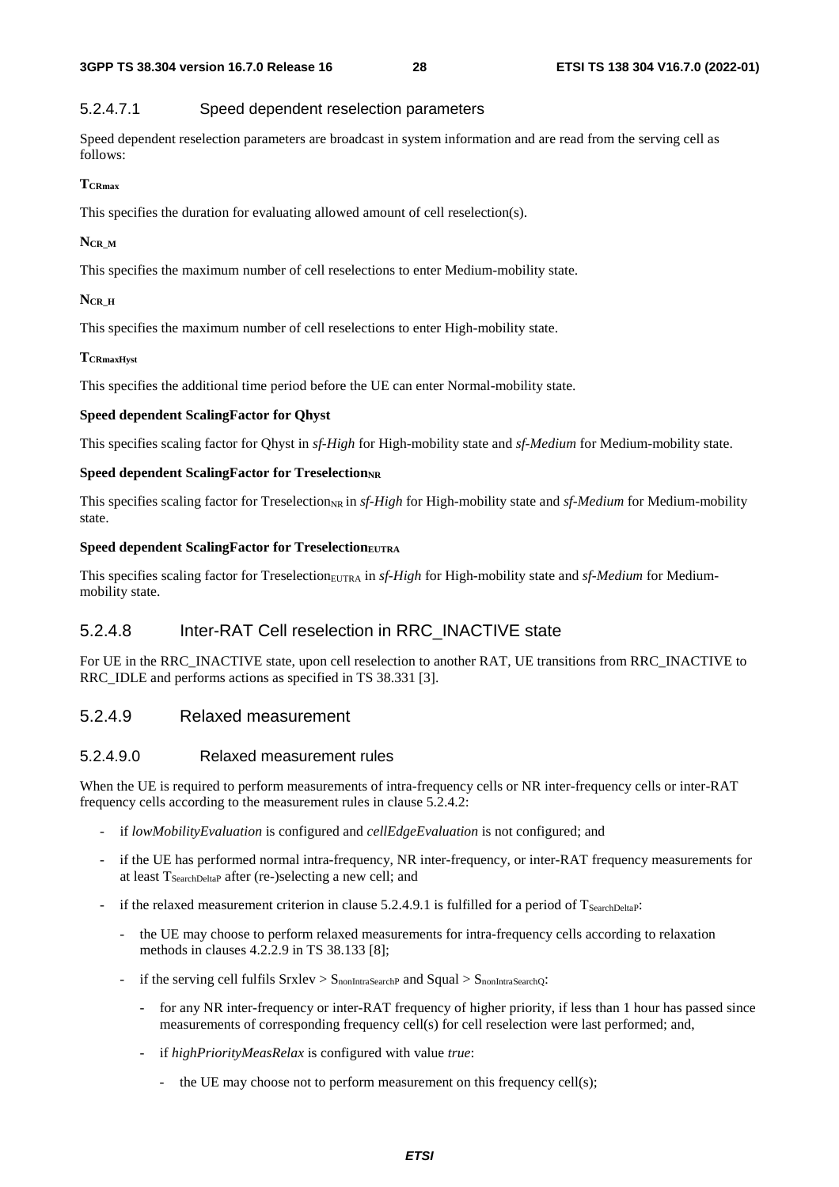#### 5.2.4.7.1 Speed dependent reselection parameters

Speed dependent reselection parameters are broadcast in system information and are read from the serving cell as follows:

**$T_{CRmax}$**

This specifies the duration for evaluating allowed amount of cell reselection(s).

**$N_{CR\_M}$**

This specifies the maximum number of cell reselections to enter Medium-mobility state.

**$N_{CR\_H}$**

This specifies the maximum number of cell reselections to enter High-mobility state.

**$T_{CRmaxHyst}$**

This specifies the additional time period before the UE can enter Normal-mobility state.

**Speed dependent ScalingFactor for Qhyst**

This specifies scaling factor for Qhyst in *sf-High* for High-mobility state and *sf-Medium* for Medium-mobility state.

**Speed dependent ScalingFactor for $Treselection_{NR}$**

This specifies scaling factor for $Treselection_{NR}$ in *sf-High* for High-mobility state and *sf-Medium* for Medium-mobility state.

**Speed dependent ScalingFactor for $Treselection_{EUTRA}$**

This specifies scaling factor for $Treselection_{EUTRA}$ in *sf-High* for High-mobility state and *sf-Medium* for Medium-mobility state.

### 5.2.4.8 Inter-RAT Cell reselection in RRC_INACTIVE state

For UE in the RRC_INACTIVE state, upon cell reselection to another RAT, UE transitions from RRC_INACTIVE to RRC_IDLE and performs actions as specified in TS 38.331 [3].

### 5.2.4.9 Relaxed measurement

#### 5.2.4.9.0 Relaxed measurement rules

When the UE is required to perform measurements of intra-frequency cells or NR inter-frequency cells or inter-RAT frequency cells according to the measurement rules in clause 5.2.4.2:

- if *lowMobilityEvaluation* is configured and *cellEdgeEvaluation* is not configured; and
- if the UE has performed normal intra-frequency, NR inter-frequency, or inter-RAT frequency measurements for at least $T_{SearchDeltaP}$ after (re-)selecting a new cell; and
- if the relaxed measurement criterion in clause 5.2.4.9.1 is fulfilled for a period of $T_{SearchDeltaP}$:
  - the UE may choose to perform relaxed measurements for intra-frequency cells according to relaxation methods in clauses 4.2.2.9 in TS 38.133 [8];
  - if the serving cell fulfils Srxlev > $S_{nonIntraSearchP}$ and Squal > $S_{nonIntraSearchQ}$:
    - for any NR inter-frequency or inter-RAT frequency of higher priority, if less than 1 hour has passed since measurements of corresponding frequency cell(s) for cell reselection were last performed; and,
    - if *highPriorityMeasRelax* is configured with value *true*:
      - the UE may choose not to perform measurement on this frequency cell(s);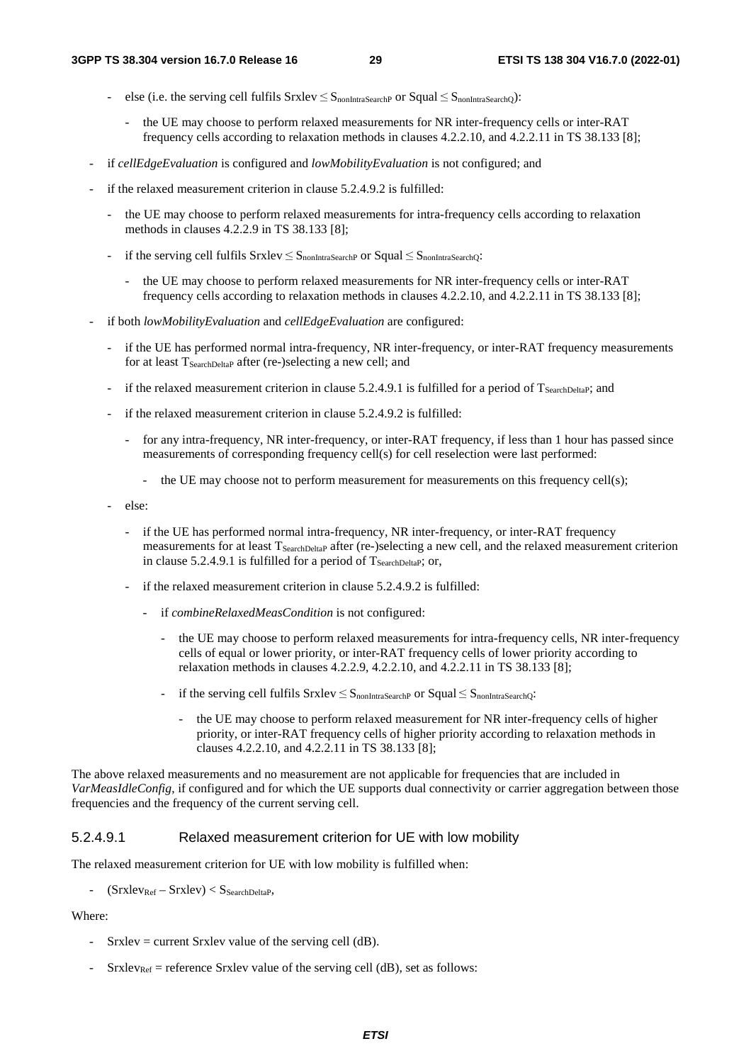- else (i.e. the serving cell fulfils Srxlev ≤ $S_{nonIntraSearchP}$ or Squal ≤ $S_{nonIntraSearchQ}$):

  - the UE may choose to perform relaxed measurements for NR inter-frequency cells or inter-RAT frequency cells according to relaxation methods in clauses 4.2.2.10, and 4.2.2.11 in TS 38.133 [8];

- if *cellEdgeEvaluation* is configured and *lowMobilityEvaluation* is not configured; and

- if the relaxed measurement criterion in clause 5.2.4.9.2 is fulfilled:

  - the UE may choose to perform relaxed measurements for intra-frequency cells according to relaxation methods in clauses 4.2.2.9 in TS 38.133 [8];

  - if the serving cell fulfils Srxlev ≤ $S_{nonIntraSearchP}$ or Squal ≤ $S_{nonIntraSearchQ}$:

    - the UE may choose to perform relaxed measurements for NR inter-frequency cells or inter-RAT frequency cells according to relaxation methods in clauses 4.2.2.10, and 4.2.2.11 in TS 38.133 [8];

- if both *lowMobilityEvaluation* and *cellEdgeEvaluation* are configured:

  - if the UE has performed normal intra-frequency, NR inter-frequency, or inter-RAT frequency measurements for at least $T_{SearchDeltaP}$ after (re-)selecting a new cell; and

  - if the relaxed measurement criterion in clause 5.2.4.9.1 is fulfilled for a period of $T_{SearchDeltaP}$; and

  - if the relaxed measurement criterion in clause 5.2.4.9.2 is fulfilled:

    - for any intra-frequency, NR inter-frequency, or inter-RAT frequency, if less than 1 hour has passed since measurements of corresponding frequency cell(s) for cell reselection were last performed:

      - the UE may choose not to perform measurement for measurements on this frequency cell(s);

  - else:

    - if the UE has performed normal intra-frequency, NR inter-frequency, or inter-RAT frequency measurements for at least $T_{SearchDeltaP}$ after (re-)selecting a new cell, and the relaxed measurement criterion in clause 5.2.4.9.1 is fulfilled for a period of $T_{SearchDeltaP}$; or,

    - if the relaxed measurement criterion in clause 5.2.4.9.2 is fulfilled:

      - if *combineRelaxedMeasCondition* is not configured:

        - the UE may choose to perform relaxed measurements for intra-frequency cells, NR inter-frequency cells of equal or lower priority, or inter-RAT frequency cells of lower priority according to relaxation methods in clauses 4.2.2.9, 4.2.2.10, and 4.2.2.11 in TS 38.133 [8];

        - if the serving cell fulfils Srxlev ≤ $S_{nonIntraSearchP}$ or Squal ≤ $S_{nonIntraSearchQ}$:

          - the UE may choose to perform relaxed measurement for NR inter-frequency cells of higher priority, or inter-RAT frequency cells of higher priority according to relaxation methods in clauses 4.2.2.10, and 4.2.2.11 in TS 38.133 [8];

The above relaxed measurements and no measurement are not applicable for frequencies that are included in *VarMeasIdleConfig*, if configured and for which the UE supports dual connectivity or carrier aggregation between those frequencies and the frequency of the current serving cell.

#### 5.2.4.9.1 Relaxed measurement criterion for UE with low mobility

The relaxed measurement criterion for UE with low mobility is fulfilled when:

- $(Srxlev_{Ref} - Srxlev) < S_{SearchDeltaP}$,

Where:

- Srxlev = current Srxlev value of the serving cell (dB).

- $Srxlev_{Ref}$ = reference Srxlev value of the serving cell (dB), set as follows: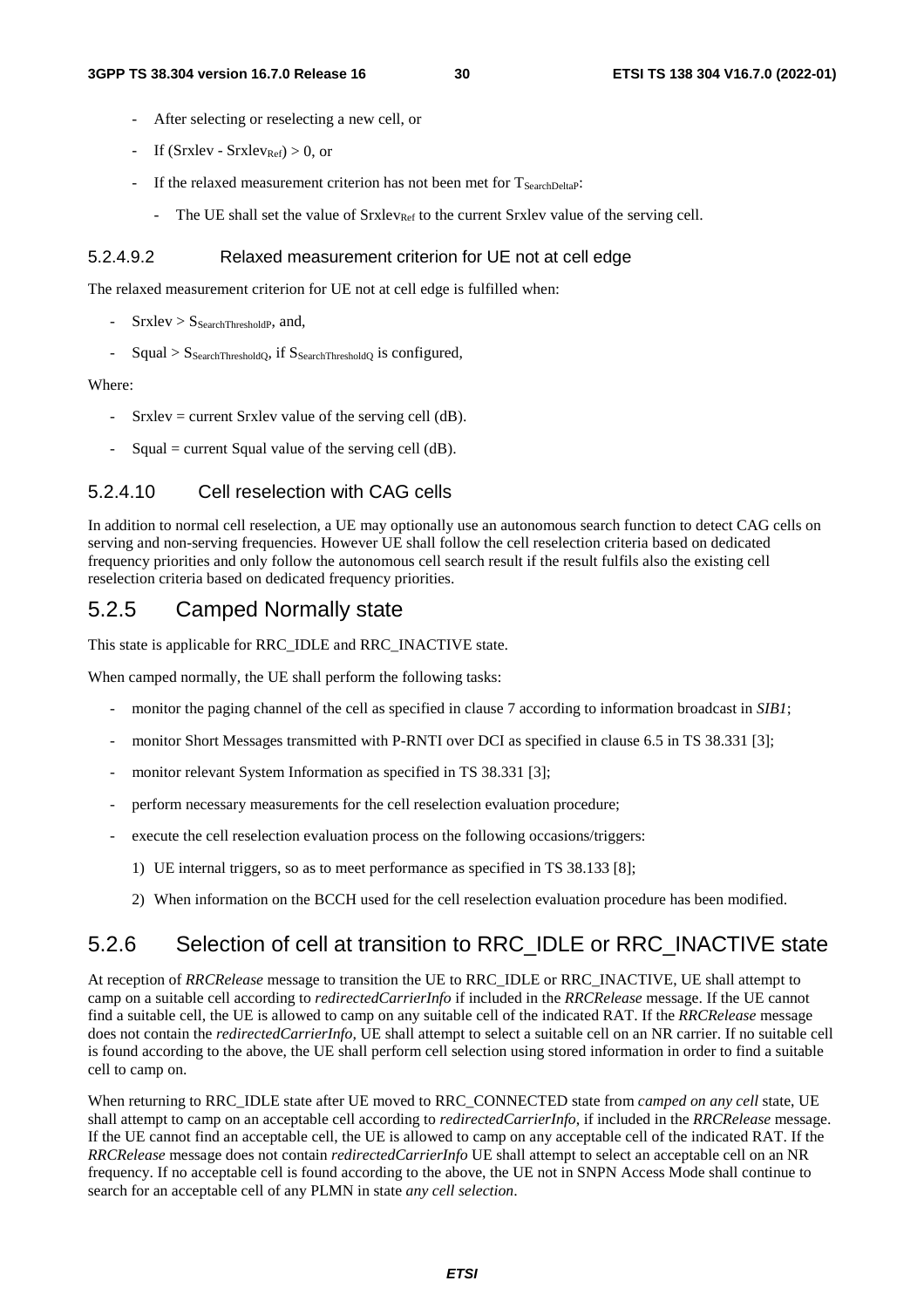- After selecting or reselecting a new cell, or
- If (Srxlev - $Srxlev_{Ref}$) > 0, or
- If the relaxed measurement criterion has not been met for $T_{SearchDeltaP}$:
  - The UE shall set the value of $Srxlev_{Ref}$ to the current Srxlev value of the serving cell.

#### 5.2.4.9.2 Relaxed measurement criterion for UE not at cell edge

The relaxed measurement criterion for UE not at cell edge is fulfilled when:

- Srxlev > $S_{SearchThresholdP}$, and,
- Squal > $S_{SearchThresholdQ}$, if $S_{SearchThresholdQ}$ is configured,

Where:

- Srxlev = current Srxlev value of the serving cell (dB).
- Squal = current Squal value of the serving cell (dB).

### 5.2.4.10 Cell reselection with CAG cells

In addition to normal cell reselection, a UE may optionally use an autonomous search function to detect CAG cells on serving and non-serving frequencies. However UE shall follow the cell reselection criteria based on dedicated frequency priorities and only follow the autonomous cell search result if the result fulfils also the existing cell reselection criteria based on dedicated frequency priorities.

## 5.2.5 Camped Normally state

This state is applicable for RRC_IDLE and RRC_INACTIVE state.

When camped normally, the UE shall perform the following tasks:

- monitor the paging channel of the cell as specified in clause 7 according to information broadcast in *SIB1*;
- monitor Short Messages transmitted with P-RNTI over DCI as specified in clause 6.5 in TS 38.331 [3];
- monitor relevant System Information as specified in TS 38.331 [3];
- perform necessary measurements for the cell reselection evaluation procedure;
- execute the cell reselection evaluation process on the following occasions/triggers:
  1) UE internal triggers, so as to meet performance as specified in TS 38.133 [8];
  2) When information on the BCCH used for the cell reselection evaluation procedure has been modified.

## 5.2.6 Selection of cell at transition to RRC_IDLE or RRC_INACTIVE state

At reception of *RRCRelease* message to transition the UE to RRC_IDLE or RRC_INACTIVE, UE shall attempt to camp on a suitable cell according to *redirectedCarrierInfo* if included in the *RRCRelease* message. If the UE cannot find a suitable cell, the UE is allowed to camp on any suitable cell of the indicated RAT. If the *RRCRelease* message does not contain the *redirectedCarrierInfo*, UE shall attempt to select a suitable cell on an NR carrier. If no suitable cell is found according to the above, the UE shall perform cell selection using stored information in order to find a suitable cell to camp on.

When returning to RRC_IDLE state after UE moved to RRC_CONNECTED state from *camped on any cell* state, UE shall attempt to camp on an acceptable cell according to *redirectedCarrierInfo*, if included in the *RRCRelease* message. If the UE cannot find an acceptable cell, the UE is allowed to camp on any acceptable cell of the indicated RAT. If the *RRCRelease* message does not contain *redirectedCarrierInfo* UE shall attempt to select an acceptable cell on an NR frequency. If no acceptable cell is found according to the above, the UE not in SNPN Access Mode shall continue to search for an acceptable cell of any PLMN in state *any cell selection*.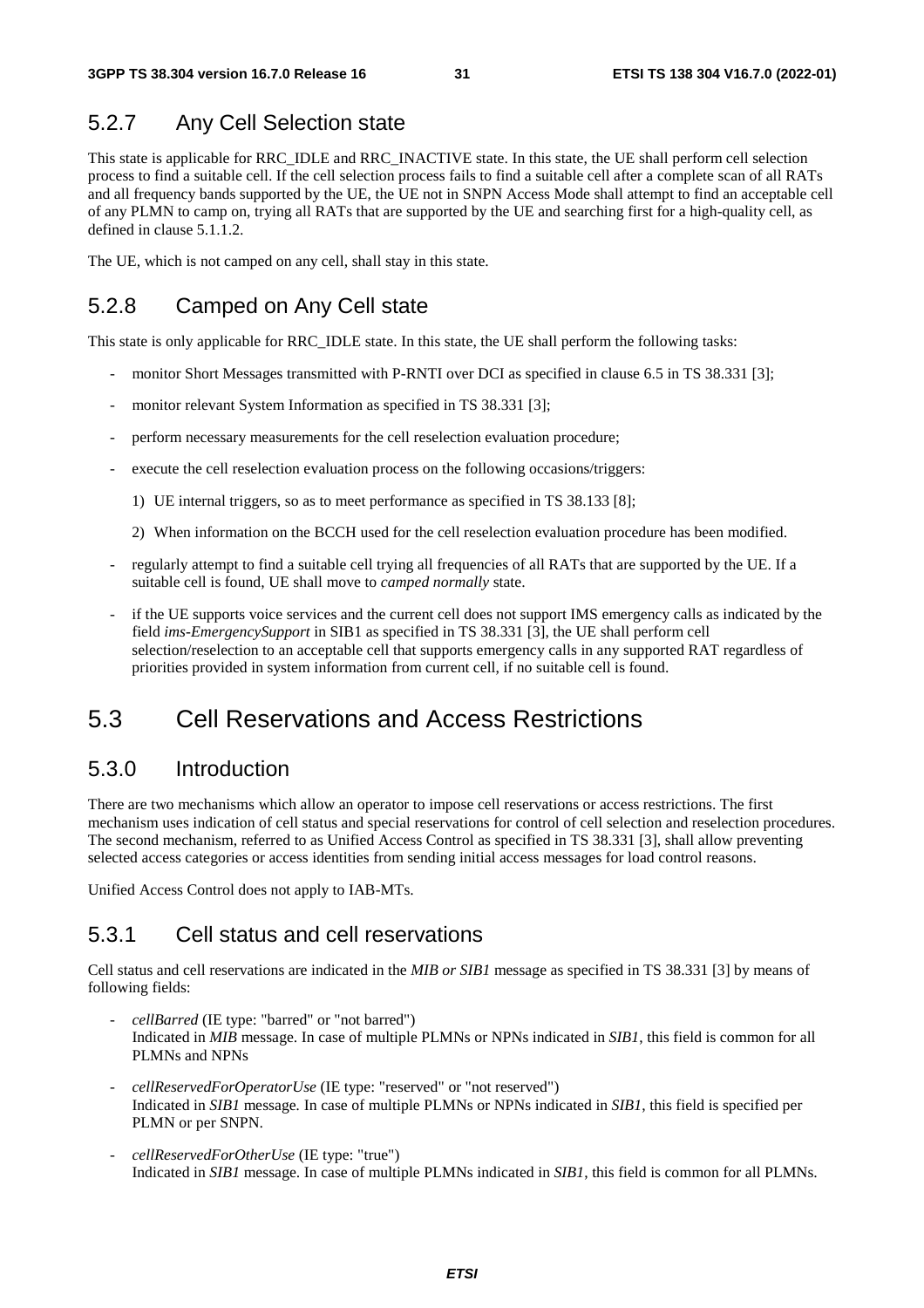## 5.2.7 Any Cell Selection state

This state is applicable for RRC_IDLE and RRC_INACTIVE state. In this state, the UE shall perform cell selection process to find a suitable cell. If the cell selection process fails to find a suitable cell after a complete scan of all RATs and all frequency bands supported by the UE, the UE not in SNPN Access Mode shall attempt to find an acceptable cell of any PLMN to camp on, trying all RATs that are supported by the UE and searching first for a high-quality cell, as defined in clause 5.1.1.2.

The UE, which is not camped on any cell, shall stay in this state.

## 5.2.8 Camped on Any Cell state

This state is only applicable for RRC_IDLE state. In this state, the UE shall perform the following tasks:

- monitor Short Messages transmitted with P-RNTI over DCI as specified in clause 6.5 in TS 38.331 [3];
- monitor relevant System Information as specified in TS 38.331 [3];
- perform necessary measurements for the cell reselection evaluation procedure;
- execute the cell reselection evaluation process on the following occasions/triggers:
  1) UE internal triggers, so as to meet performance as specified in TS 38.133 [8];
  2) When information on the BCCH used for the cell reselection evaluation procedure has been modified.
- regularly attempt to find a suitable cell trying all frequencies of all RATs that are supported by the UE. If a suitable cell is found, UE shall move to *camped normally* state.
- if the UE supports voice services and the current cell does not support IMS emergency calls as indicated by the field *ims-EmergencySupport* in SIB1 as specified in TS 38.331 [3], the UE shall perform cell selection/reselection to an acceptable cell that supports emergency calls in any supported RAT regardless of priorities provided in system information from current cell, if no suitable cell is found.

# 5.3 Cell Reservations and Access Restrictions

## 5.3.0 Introduction

There are two mechanisms which allow an operator to impose cell reservations or access restrictions. The first mechanism uses indication of cell status and special reservations for control of cell selection and reselection procedures. The second mechanism, referred to as Unified Access Control as specified in TS 38.331 [3], shall allow preventing selected access categories or access identities from sending initial access messages for load control reasons.

Unified Access Control does not apply to IAB-MTs.

## 5.3.1 Cell status and cell reservations

Cell status and cell reservations are indicated in the *MIB or SIB1* message as specified in TS 38.331 [3] by means of following fields:

- *cellBarred* (IE type: "barred" or "not barred")
  Indicated in *MIB* message. In case of multiple PLMNs or NPNs indicated in *SIB1*, this field is common for all PLMNs and NPNs
- *cellReservedForOperatorUse* (IE type: "reserved" or "not reserved")
  Indicated in *SIB1* message. In case of multiple PLMNs or NPNs indicated in *SIB1*, this field is specified per PLMN or per SNPN.
- *cellReservedForOtherUse* (IE type: "true")
  Indicated in *SIB1* message. In case of multiple PLMNs indicated in *SIB1*, this field is common for all PLMNs.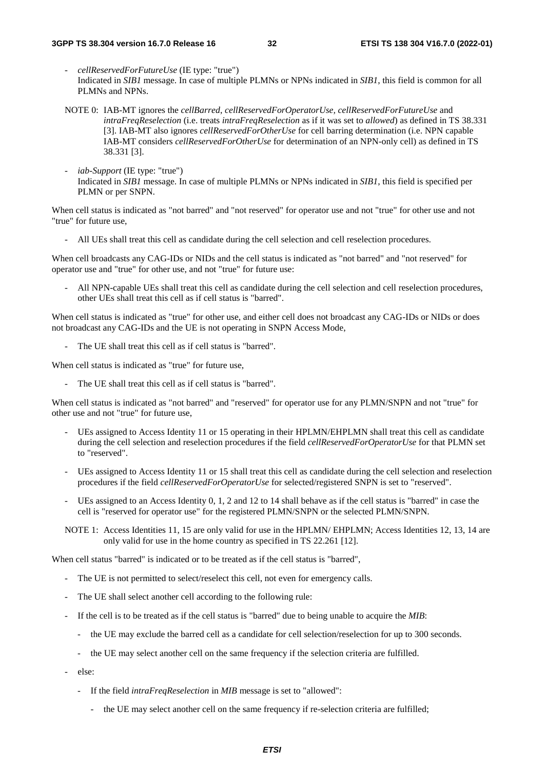- *cellReservedForFutureUse* (IE type: "true")
  Indicated in *SIB1* message. In case of multiple PLMNs or NPNs indicated in *SIB1*, this field is common for all PLMNs and NPNs.

NOTE 0: IAB-MT ignores the *cellBarred, cellReservedForOperatorUse, cellReservedForFutureUse* and *intraFreqReselection* (i.e. treats *intraFreqReselection* as if it was set to *allowed*) as defined in TS 38.331 [3]. IAB-MT also ignores *cellReservedForOtherUse* for cell barring determination (i.e. NPN capable IAB-MT considers *cellReservedForOtherUse* for determination of an NPN-only cell) as defined in TS 38.331 [3].

- *iab-Support* (IE type: "true")
  Indicated in *SIB1* message. In case of multiple PLMNs or NPNs indicated in *SIB1*, this field is specified per PLMN or per SNPN.

When cell status is indicated as "not barred" and "not reserved" for operator use and not "true" for other use and not "true" for future use,

- All UEs shall treat this cell as candidate during the cell selection and cell reselection procedures.

When cell broadcasts any CAG-IDs or NIDs and the cell status is indicated as "not barred" and "not reserved" for operator use and "true" for other use, and not "true" for future use:

- All NPN-capable UEs shall treat this cell as candidate during the cell selection and cell reselection procedures, other UEs shall treat this cell as if cell status is "barred".

When cell status is indicated as "true" for other use, and either cell does not broadcast any CAG-IDs or NIDs or does not broadcast any CAG-IDs and the UE is not operating in SNPN Access Mode,

- The UE shall treat this cell as if cell status is "barred".

When cell status is indicated as "true" for future use,

- The UE shall treat this cell as if cell status is "barred".

When cell status is indicated as "not barred" and "reserved" for operator use for any PLMN/SNPN and not "true" for other use and not "true" for future use,

- UEs assigned to Access Identity 11 or 15 operating in their HPLMN/EHPLMN shall treat this cell as candidate during the cell selection and reselection procedures if the field *cellReservedForOperatorUse* for that PLMN set to "reserved".
- UEs assigned to Access Identity 11 or 15 shall treat this cell as candidate during the cell selection and reselection procedures if the field *cellReservedForOperatorUse* for selected/registered SNPN is set to "reserved".
- UEs assigned to an Access Identity 0, 1, 2 and 12 to 14 shall behave as if the cell status is "barred" in case the cell is "reserved for operator use" for the registered PLMN/SNPN or the selected PLMN/SNPN.

NOTE 1: Access Identities 11, 15 are only valid for use in the HPLMN/ EHPLMN; Access Identities 12, 13, 14 are only valid for use in the home country as specified in TS 22.261 [12].

When cell status "barred" is indicated or to be treated as if the cell status is "barred",

- The UE is not permitted to select/reselect this cell, not even for emergency calls.
- The UE shall select another cell according to the following rule:
- If the cell is to be treated as if the cell status is "barred" due to being unable to acquire the *MIB*:
  - the UE may exclude the barred cell as a candidate for cell selection/reselection for up to 300 seconds.
  - the UE may select another cell on the same frequency if the selection criteria are fulfilled.
- else:
  - If the field *intraFreqReselection* in *MIB* message is set to "allowed":
    - the UE may select another cell on the same frequency if re-selection criteria are fulfilled;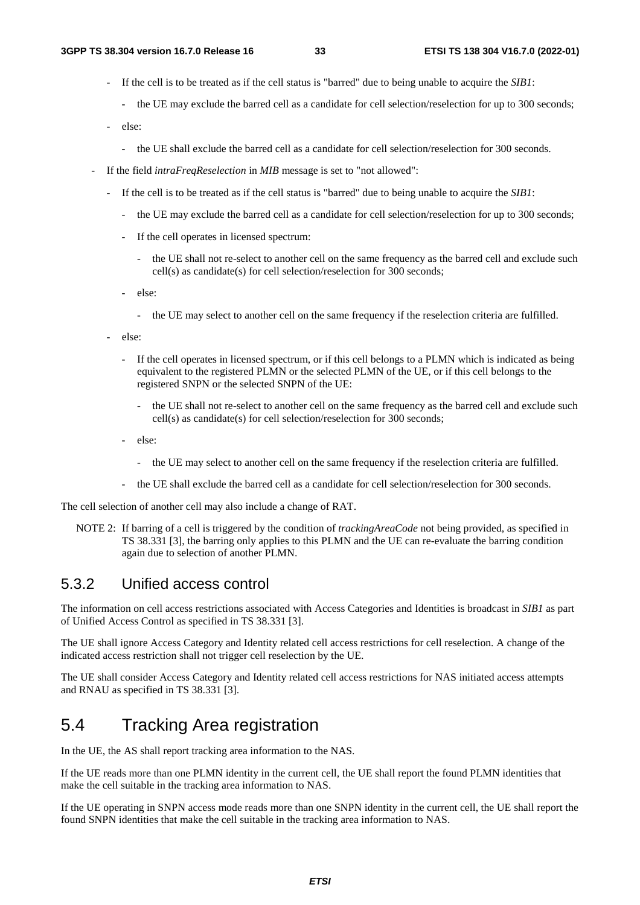- If the cell is to be treated as if the cell status is "barred" due to being unable to acquire the *SIB1*:
  - the UE may exclude the barred cell as a candidate for cell selection/reselection for up to 300 seconds;
- else:
  - the UE shall exclude the barred cell as a candidate for cell selection/reselection for 300 seconds.

- If the field *intraFreqReselection* in *MIB* message is set to "not allowed":
  - If the cell is to be treated as if the cell status is "barred" due to being unable to acquire the *SIB1*:
    - the UE may exclude the barred cell as a candidate for cell selection/reselection for up to 300 seconds;
    - If the cell operates in licensed spectrum:
      - the UE shall not re-select to another cell on the same frequency as the barred cell and exclude such cell(s) as candidate(s) for cell selection/reselection for 300 seconds;
    - else:
      - the UE may select to another cell on the same frequency if the reselection criteria are fulfilled.
  - else:
    - If the cell operates in licensed spectrum, or if this cell belongs to a PLMN which is indicated as being equivalent to the registered PLMN or the selected PLMN of the UE, or if this cell belongs to the registered SNPN or the selected SNPN of the UE:
      - the UE shall not re-select to another cell on the same frequency as the barred cell and exclude such cell(s) as candidate(s) for cell selection/reselection for 300 seconds;
    - else:
      - the UE may select to another cell on the same frequency if the reselection criteria are fulfilled.
    - the UE shall exclude the barred cell as a candidate for cell selection/reselection for 300 seconds.

The cell selection of another cell may also include a change of RAT.

NOTE 2: If barring of a cell is triggered by the condition of *trackingAreaCode* not being provided, as specified in TS 38.331 [3], the barring only applies to this PLMN and the UE can re-evaluate the barring condition again due to selection of another PLMN.

### 5.3.2 Unified access control

The information on cell access restrictions associated with Access Categories and Identities is broadcast in *SIB1* as part of Unified Access Control as specified in TS 38.331 [3].

The UE shall ignore Access Category and Identity related cell access restrictions for cell reselection. A change of the indicated access restriction shall not trigger cell reselection by the UE.

The UE shall consider Access Category and Identity related cell access restrictions for NAS initiated access attempts and RNAU as specified in TS 38.331 [3].

## 5.4 Tracking Area registration

In the UE, the AS shall report tracking area information to the NAS.

If the UE reads more than one PLMN identity in the current cell, the UE shall report the found PLMN identities that make the cell suitable in the tracking area information to NAS.

If the UE operating in SNPN access mode reads more than one SNPN identity in the current cell, the UE shall report the found SNPN identities that make the cell suitable in the tracking area information to NAS.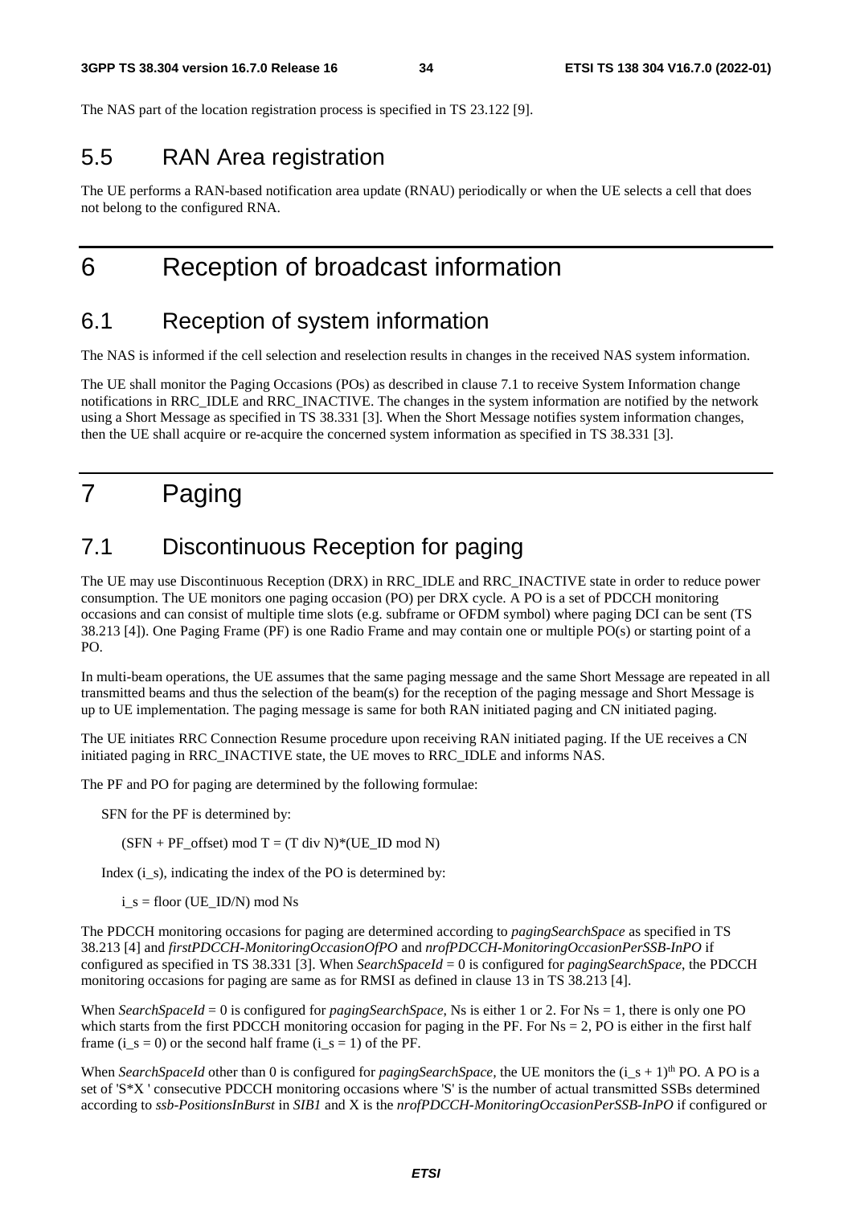The NAS part of the location registration process is specified in TS 23.122 [9].

## 5.5 RAN Area registration

The UE performs a RAN-based notification area update (RNAU) periodically or when the UE selects a cell that does not belong to the configured RNA.

# 6 Reception of broadcast information

## 6.1 Reception of system information

The NAS is informed if the cell selection and reselection results in changes in the received NAS system information.

The UE shall monitor the Paging Occasions (POs) as described in clause 7.1 to receive System Information change notifications in RRC_IDLE and RRC_INACTIVE. The changes in the system information are notified by the network using a Short Message as specified in TS 38.331 [3]. When the Short Message notifies system information changes, then the UE shall acquire or re-acquire the concerned system information as specified in TS 38.331 [3].

# 7 Paging

## 7.1 Discontinuous Reception for paging

The UE may use Discontinuous Reception (DRX) in RRC_IDLE and RRC_INACTIVE state in order to reduce power consumption. The UE monitors one paging occasion (PO) per DRX cycle. A PO is a set of PDCCH monitoring occasions and can consist of multiple time slots (e.g. subframe or OFDM symbol) where paging DCI can be sent (TS 38.213 [4]). One Paging Frame (PF) is one Radio Frame and may contain one or multiple PO(s) or starting point of a PO.

In multi-beam operations, the UE assumes that the same paging message and the same Short Message are repeated in all transmitted beams and thus the selection of the beam(s) for the reception of the paging message and Short Message is up to UE implementation. The paging message is same for both RAN initiated paging and CN initiated paging.

The UE initiates RRC Connection Resume procedure upon receiving RAN initiated paging. If the UE receives a CN initiated paging in RRC_INACTIVE state, the UE moves to RRC_IDLE and informs NAS.

The PF and PO for paging are determined by the following formulae:

SFN for the PF is determined by:

(SFN + PF_offset) mod T = (T div N)*(UE_ID mod N)

Index (i_s), indicating the index of the PO is determined by:

i_s = floor (UE_ID/N) mod Ns

The PDCCH monitoring occasions for paging are determined according to *pagingSearchSpace* as specified in TS 38.213 [4] and *firstPDCCH-MonitoringOccasionOfPO* and *nrofPDCCH-MonitoringOccasionPerSSB-InPO* if configured as specified in TS 38.331 [3]. When *SearchSpaceId* = 0 is configured for *pagingSearchSpace*, the PDCCH monitoring occasions for paging are same as for RMSI as defined in clause 13 in TS 38.213 [4].

When *SearchSpaceId* = 0 is configured for *pagingSearchSpace*, Ns is either 1 or 2. For Ns = 1, there is only one PO which starts from the first PDCCH monitoring occasion for paging in the PF. For Ns = 2, PO is either in the first half frame (i_s = 0) or the second half frame (i_s = 1) of the PF.

When *SearchSpaceId* other than 0 is configured for *pagingSearchSpace*, the UE monitors the $(i\_s + 1)^{th}$ PO. A PO is a set of 'S*X ' consecutive PDCCH monitoring occasions where 'S' is the number of actual transmitted SSBs determined according to *ssb-PositionsInBurst* in *SIB1* and X is the *nrofPDCCH-MonitoringOccasionPerSSB-InPO* if configured or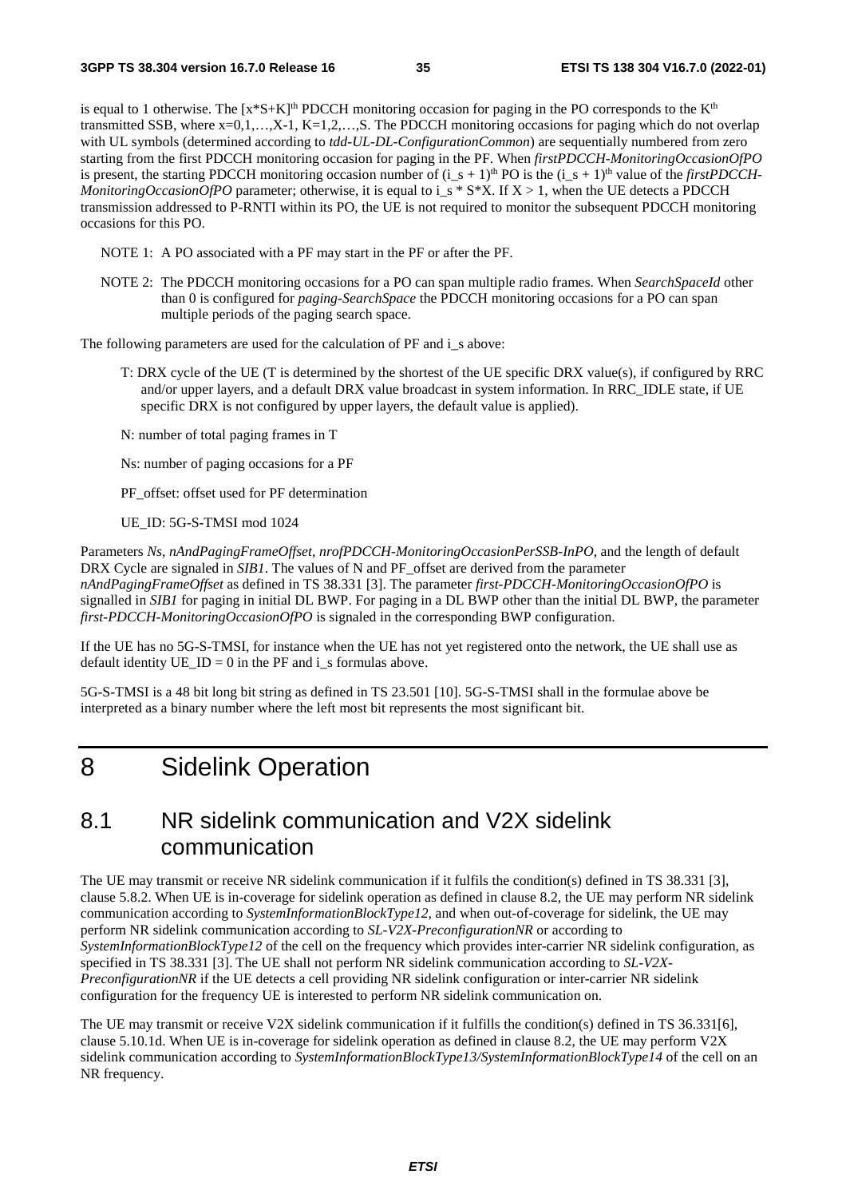is equal to 1 otherwise. The $[x*S+K]^{th}$ PDCCH monitoring occasion for paging in the PO corresponds to the $K^{th}$ transmitted SSB, where x=0,1,…,X-1, K=1,2,…,S. The PDCCH monitoring occasions for paging which do not overlap with UL symbols (determined according to *tdd-UL-DL-ConfigurationCommon*) are sequentially numbered from zero starting from the first PDCCH monitoring occasion for paging in the PF. When *firstPDCCH-MonitoringOccasionOfPO* is present, the starting PDCCH monitoring occasion number of $(i\_s + 1)^{th}$ PO is the $(i\_s + 1)^{th}$ value of the *firstPDCCH-MonitoringOccasionOfPO* parameter; otherwise, it is equal to i_s * S*X. If X > 1, when the UE detects a PDCCH transmission addressed to P-RNTI within its PO, the UE is not required to monitor the subsequent PDCCH monitoring occasions for this PO.

NOTE 1: A PO associated with a PF may start in the PF or after the PF.

NOTE 2: The PDCCH monitoring occasions for a PO can span multiple radio frames. When *SearchSpaceId* other than 0 is configured for *paging-SearchSpace* the PDCCH monitoring occasions for a PO can span multiple periods of the paging search space.

The following parameters are used for the calculation of PF and i_s above:

T: DRX cycle of the UE (T is determined by the shortest of the UE specific DRX value(s), if configured by RRC and/or upper layers, and a default DRX value broadcast in system information. In RRC_IDLE state, if UE specific DRX is not configured by upper layers, the default value is applied).

N: number of total paging frames in T

Ns: number of paging occasions for a PF

PF_offset: offset used for PF determination

UE_ID: 5G-S-TMSI mod 1024

Parameters *Ns*, *nAndPagingFrameOffset*, *nrofPDCCH-MonitoringOccasionPerSSB-InPO*, and the length of default DRX Cycle are signaled in *SIB1*. The values of N and PF_offset are derived from the parameter *nAndPagingFrameOffset* as defined in TS 38.331 [3]. The parameter *first-PDCCH-MonitoringOccasionOfPO* is signalled in *SIB1* for paging in initial DL BWP. For paging in a DL BWP other than the initial DL BWP, the parameter *first-PDCCH-MonitoringOccasionOfPO* is signaled in the corresponding BWP configuration.

If the UE has no 5G-S-TMSI, for instance when the UE has not yet registered onto the network, the UE shall use as default identity UE_ID = 0 in the PF and i_s formulas above.

5G-S-TMSI is a 48 bit long bit string as defined in TS 23.501 [10]. 5G-S-TMSI shall in the formulae above be interpreted as a binary number where the left most bit represents the most significant bit.

# 8 Sidelink Operation

## 8.1 NR sidelink communication and V2X sidelink communication

The UE may transmit or receive NR sidelink communication if it fulfils the condition(s) defined in TS 38.331 [3], clause 5.8.2. When UE is in-coverage for sidelink operation as defined in clause 8.2, the UE may perform NR sidelink communication according to *SystemInformationBlockType12,* and when out-of-coverage for sidelink, the UE may perform NR sidelink communication according to *SL-V2X-PreconfigurationNR* or according to *SystemInformationBlockType12* of the cell on the frequency which provides inter-carrier NR sidelink configuration, as specified in TS 38.331 [3]. The UE shall not perform NR sidelink communication according to *SL-V2X-PreconfigurationNR* if the UE detects a cell providing NR sidelink configuration or inter-carrier NR sidelink configuration for the frequency UE is interested to perform NR sidelink communication on.

The UE may transmit or receive V2X sidelink communication if it fulfills the condition(s) defined in TS 36.331[6], clause 5.10.1d. When UE is in-coverage for sidelink operation as defined in clause 8.2, the UE may perform V2X sidelink communication according to *SystemInformationBlockType13/SystemInformationBlockType14* of the cell on an NR frequency.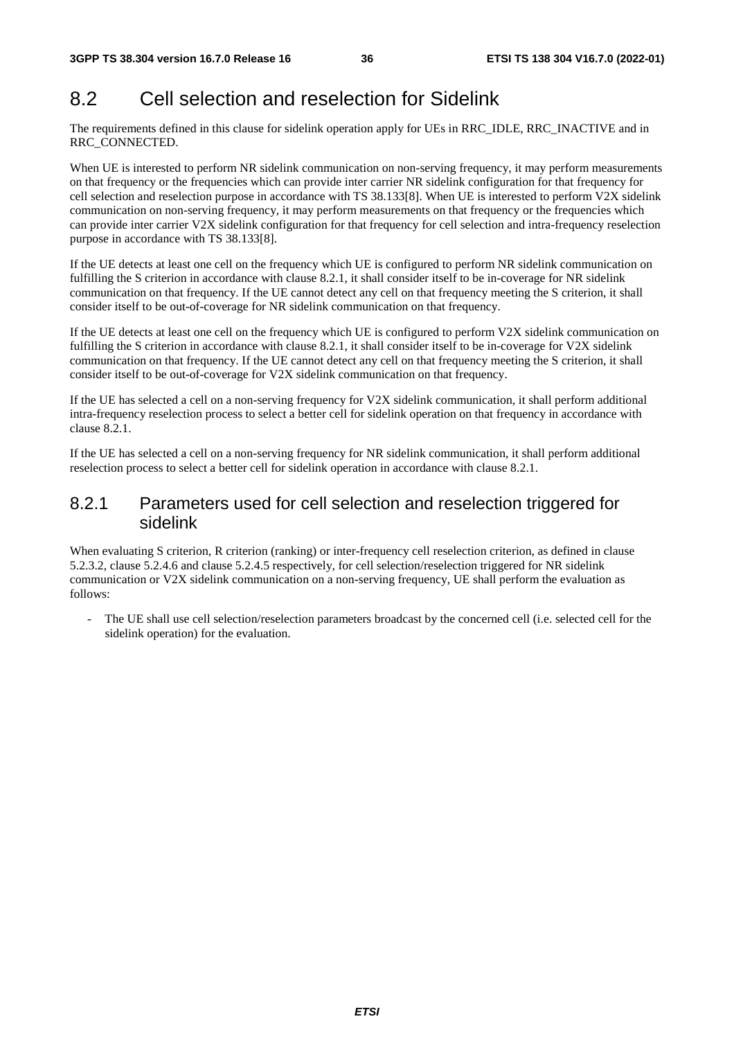## 8.2 Cell selection and reselection for Sidelink

The requirements defined in this clause for sidelink operation apply for UEs in RRC_IDLE, RRC_INACTIVE and in RRC_CONNECTED.

When UE is interested to perform NR sidelink communication on non-serving frequency, it may perform measurements on that frequency or the frequencies which can provide inter carrier NR sidelink configuration for that frequency for cell selection and reselection purpose in accordance with TS 38.133[8]. When UE is interested to perform V2X sidelink communication on non-serving frequency, it may perform measurements on that frequency or the frequencies which can provide inter carrier V2X sidelink configuration for that frequency for cell selection and intra-frequency reselection purpose in accordance with TS 38.133[8].

If the UE detects at least one cell on the frequency which UE is configured to perform NR sidelink communication on fulfilling the S criterion in accordance with clause 8.2.1, it shall consider itself to be in-coverage for NR sidelink communication on that frequency. If the UE cannot detect any cell on that frequency meeting the S criterion, it shall consider itself to be out-of-coverage for NR sidelink communication on that frequency.

If the UE detects at least one cell on the frequency which UE is configured to perform V2X sidelink communication on fulfilling the S criterion in accordance with clause 8.2.1, it shall consider itself to be in-coverage for V2X sidelink communication on that frequency. If the UE cannot detect any cell on that frequency meeting the S criterion, it shall consider itself to be out-of-coverage for V2X sidelink communication on that frequency.

If the UE has selected a cell on a non-serving frequency for V2X sidelink communication, it shall perform additional intra-frequency reselection process to select a better cell for sidelink operation on that frequency in accordance with clause 8.2.1.

If the UE has selected a cell on a non-serving frequency for NR sidelink communication, it shall perform additional reselection process to select a better cell for sidelink operation in accordance with clause 8.2.1.

### 8.2.1 Parameters used for cell selection and reselection triggered for sidelink

When evaluating S criterion, R criterion (ranking) or inter-frequency cell reselection criterion, as defined in clause 5.2.3.2, clause 5.2.4.6 and clause 5.2.4.5 respectively, for cell selection/reselection triggered for NR sidelink communication or V2X sidelink communication on a non-serving frequency, UE shall perform the evaluation as follows:

- The UE shall use cell selection/reselection parameters broadcast by the concerned cell (i.e. selected cell for the sidelink operation) for the evaluation.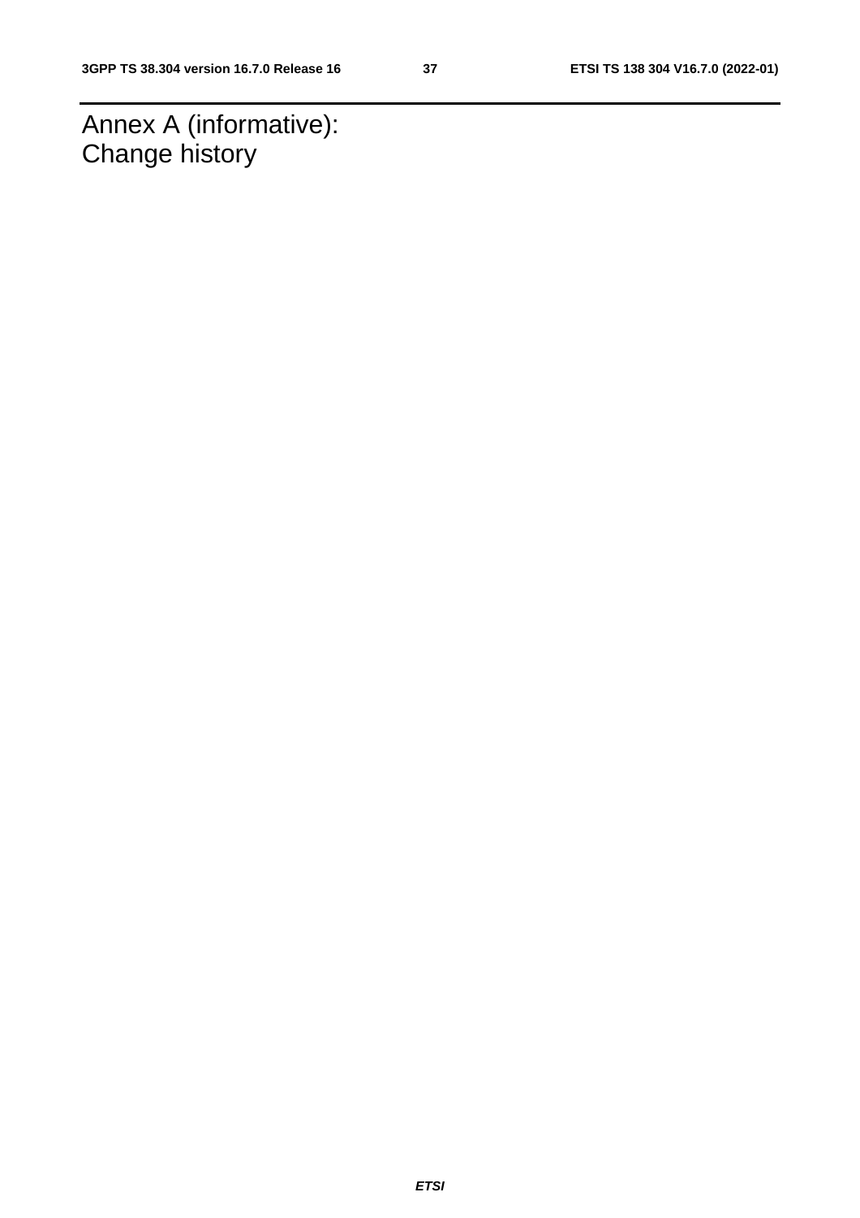# Annex A (informative): Change history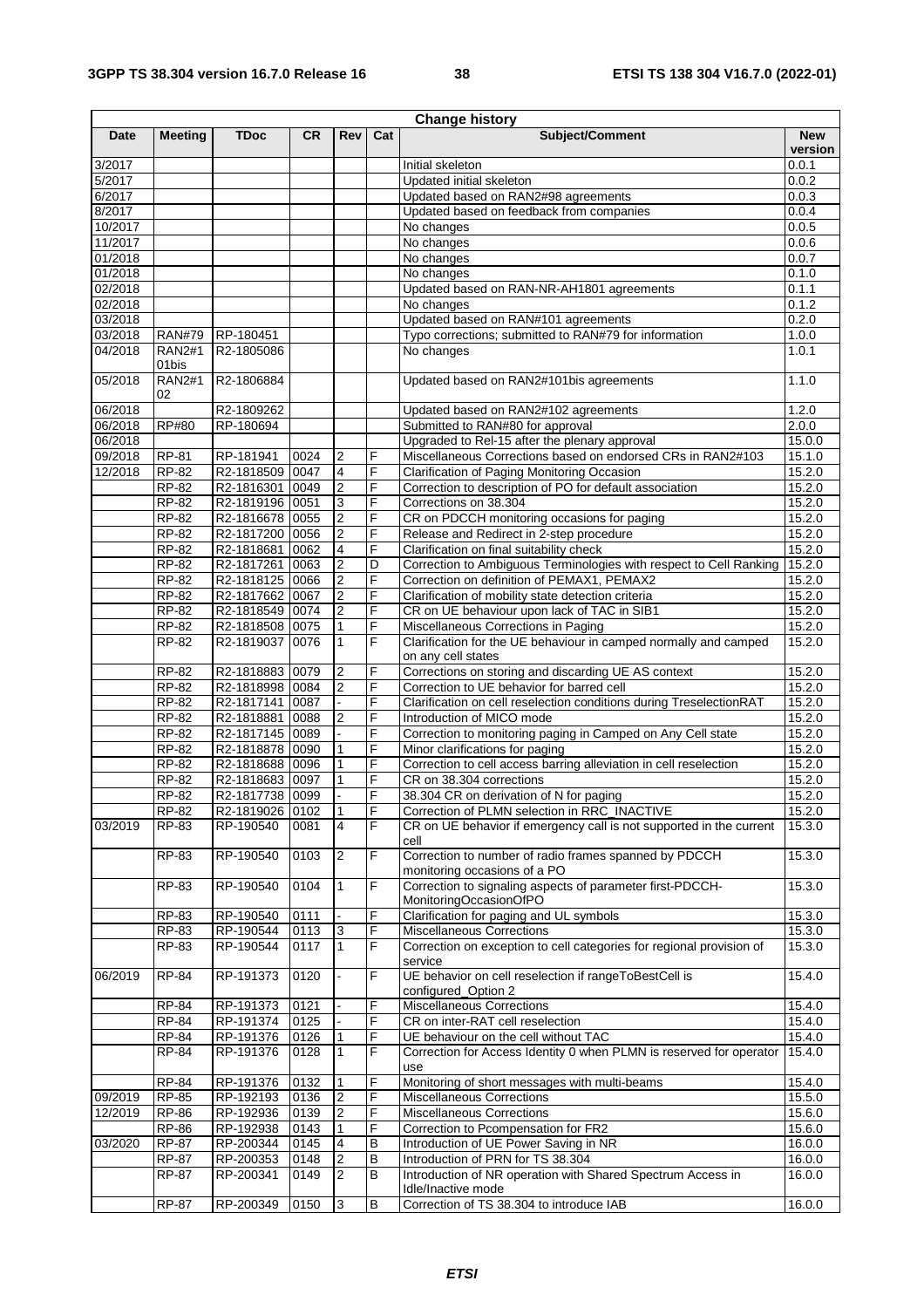| Change history | | | | | | | |
|---|---|---|---|---|---|---|---|
| **Date** | **Meeting** | **TDoc** | **CR** | **Rev** | **Cat** | **Subject/Comment** | **New version** |
| 3/2017 | | | | | | Initial skeleton | 0.0.1 |
| 5/2017 | | | | | | Updated initial skeleton | 0.0.2 |
| 6/2017 | | | | | | Updated based on RAN2#98 agreements | 0.0.3 |
| 8/2017 | | | | | | Updated based on feedback from companies | 0.0.4 |
| 10/2017 | | | | | | No changes | 0.0.5 |
| 11/2017 | | | | | | No changes | 0.0.6 |
| 01/2018 | | | | | | No changes | 0.0.7 |
| 01/2018 | | | | | | No changes | 0.1.0 |
| 02/2018 | | | | | | Updated based on RAN-NR-AH1801 agreements | 0.1.1 |
| 02/2018 | | | | | | No changes | 0.1.2 |
| 03/2018 | | | | | | Updated based on RAN#101 agreements | 0.2.0 |
| 03/2018 | RAN#79 | RP-180451 | | | | Typo corrections; submitted to RAN#79 for information | 1.0.0 |
| 04/2018 | RAN2#101bis | R2-1805086 | | | | No changes | 1.0.1 |
| 05/2018 | RAN2#102 | R2-1806884 | | | | Updated based on RAN2#101bis agreements | 1.1.0 |
| 06/2018 | | R2-1809262 | | | | Updated based on RAN2#102 agreements | 1.2.0 |
| 06/2018 | RP#80 | RP-180694 | | | | Submitted to RAN#80 for approval | 2.0.0 |
| 06/2018 | | | | | | Upgraded to Rel-15 after the plenary approval | 15.0.0 |
| 09/2018 | RP-81 | RP-181941 | 0024 | 2 | F | Miscellaneous Corrections based on endorsed CRs in RAN2#103 | 15.1.0 |
| 12/2018 | RP-82 | R2-1818509 | 0047 | 4 | F | Clarification of Paging Monitoring Occasion | 15.2.0 |
| | RP-82 | R2-1816301 | 0049 | 2 | F | Correction to description of PO for default association | 15.2.0 |
| | RP-82 | R2-1819196 | 0051 | 3 | F | Corrections on 38.304 | 15.2.0 |
| | RP-82 | R2-1816678 | 0055 | 2 | F | CR on PDCCH monitoring occasions for paging | 15.2.0 |
| | RP-82 | R2-1817200 | 0056 | 2 | F | Release and Redirect in 2-step procedure | 15.2.0 |
| | RP-82 | R2-1818681 | 0062 | 4 | F | Clarification on final suitability check | 15.2.0 |
| | RP-82 | R2-1817261 | 0063 | 2 | D | Correction to Ambiguous Terminologies with respect to Cell Ranking | 15.2.0 |
| | RP-82 | R2-1818125 | 0066 | 2 | F | Correction on definition of PEMAX1, PEMAX2 | 15.2.0 |
| | RP-82 | R2-1817662 | 0067 | 2 | F | Clarification of mobility state detection criteria | 15.2.0 |
| | RP-82 | R2-1818549 | 0074 | 2 | F | CR on UE behaviour upon lack of TAC in SIB1 | 15.2.0 |
| | RP-82 | R2-1818508 | 0075 | 1 | F | Miscellaneous Corrections in Paging | 15.2.0 |
| | RP-82 | R2-1819037 | 0076 | 1 | F | Clarification for the UE behaviour in camped normally and camped on any cell states | 15.2.0 |
| | RP-82 | R2-1818883 | 0079 | 2 | F | Corrections on storing and discarding UE AS context | 15.2.0 |
| | RP-82 | R2-1818998 | 0084 | 2 | F | Correction to UE behavior for barred cell | 15.2.0 |
| | RP-82 | R2-1817141 | 0087 | - | F | Clarification on cell reselection conditions during TreselectionRAT | 15.2.0 |
| | RP-82 | R2-1818881 | 0088 | 2 | F | Introduction of MICO mode | 15.2.0 |
| | RP-82 | R2-1817145 | 0089 | - | F | Correction to monitoring paging in Camped on Any Cell state | 15.2.0 |
| | RP-82 | R2-1818878 | 0090 | 1 | F | Minor clarifications for paging | 15.2.0 |
| | RP-82 | R2-1818688 | 0096 | 1 | F | Correction to cell access barring alleviation in cell reselection | 15.2.0 |
| | RP-82 | R2-1818683 | 0097 | 1 | F | CR on 38.304 corrections | 15.2.0 |
| | RP-82 | R2-1817738 | 0099 | - | F | 38.304 CR on derivation of N for paging | 15.2.0 |
| | RP-82 | R2-1819026 | 0102 | 1 | F | Correction of PLMN selection in RRC_INACTIVE | 15.2.0 |
| 03/2019 | RP-83 | RP-190540 | 0081 | 4 | F | CR on UE behavior if emergency call is not supported in the current cell | 15.3.0 |
| | RP-83 | RP-190540 | 0103 | 2 | F | Correction to number of radio frames spanned by PDCCH monitoring occasions of a PO | 15.3.0 |
| | RP-83 | RP-190540 | 0104 | 1 | F | Correction to signaling aspects of parameter first-PDCCH-MonitoringOccasionOfPO | 15.3.0 |
| | RP-83 | RP-190540 | 0111 | - | F | Clarification for paging and UL symbols | 15.3.0 |
| | RP-83 | RP-190544 | 0113 | 3 | F | Miscellaneous Corrections | 15.3.0 |
| | RP-83 | RP-190544 | 0117 | 1 | F | Correction on exception to cell categories for regional provision of service | 15.3.0 |
| 06/2019 | RP-84 | RP-191373 | 0120 | - | F | UE behavior on cell reselection if rangeToBestCell is configured_Option 2 | 15.4.0 |
| | RP-84 | RP-191373 | 0121 | - | F | Miscellaneous Corrections | 15.4.0 |
| | RP-84 | RP-191374 | 0125 | - | F | CR on inter-RAT cell reselection | 15.4.0 |
| | RP-84 | RP-191376 | 0126 | 1 | F | UE behaviour on the cell without TAC | 15.4.0 |
| | RP-84 | RP-191376 | 0128 | 1 | F | Correction for Access Identity 0 when PLMN is reserved for operator use | 15.4.0 |
| | RP-84 | RP-191376 | 0132 | 1 | F | Monitoring of short messages with multi-beams | 15.4.0 |
| 09/2019 | RP-85 | RP-192193 | 0136 | 2 | F | Miscellaneous Corrections | 15.5.0 |
| 12/2019 | RP-86 | RP-192936 | 0139 | 2 | F | Miscellaneous Corrections | 15.6.0 |
| | RP-86 | RP-192938 | 0143 | 1 | F | Correction to Pcompensation for FR2 | 15.6.0 |
| 03/2020 | RP-87 | RP-200344 | 0145 | 4 | B | Introduction of UE Power Saving in NR | 16.0.0 |
| | RP-87 | RP-200353 | 0148 | 2 | B | Introduction of PRN for TS 38.304 | 16.0.0 |
| | RP-87 | RP-200341 | 0149 | 2 | B | Introduction of NR operation with Shared Spectrum Access in Idle/Inactive mode | 16.0.0 |
| | RP-87 | RP-200349 | 0150 | 3 | B | Correction of TS 38.304 to introduce IAB | 16.0.0 |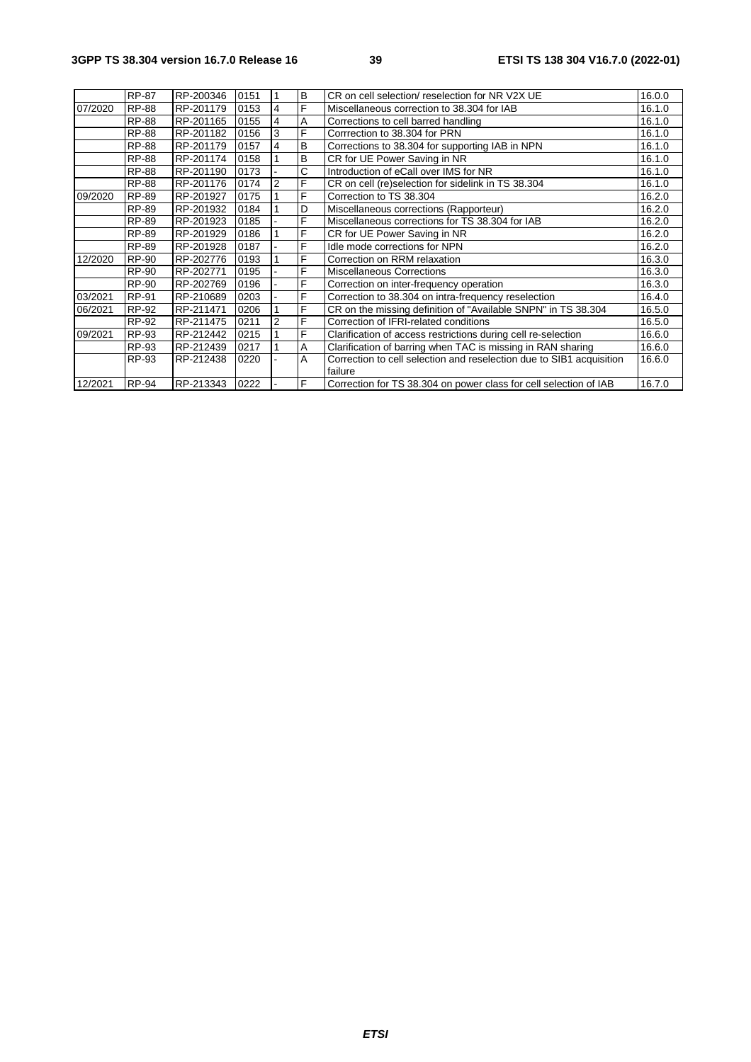| | | | | | | | |
|---|---|---|---|---|---|---|---|
| | RP-87 | RP-200346 | 0151 | 1 | B | CR on cell selection/ reselection for NR V2X UE | 16.0.0 |
| 07/2020 | RP-88 | RP-201179 | 0153 | 4 | F | Miscellaneous correction to 38.304 for IAB | 16.1.0 |
| | RP-88 | RP-201165 | 0155 | 4 | A | Corrections to cell barred handling | 16.1.0 |
| | RP-88 | RP-201182 | 0156 | 3 | F | Corrrection to 38.304 for PRN | 16.1.0 |
| | RP-88 | RP-201179 | 0157 | 4 | B | Corrections to 38.304 for supporting IAB in NPN | 16.1.0 |
| | RP-88 | RP-201174 | 0158 | 1 | B | CR for UE Power Saving in NR | 16.1.0 |
| | RP-88 | RP-201190 | 0173 | - | C | Introduction of eCall over IMS for NR | 16.1.0 |
| | RP-88 | RP-201176 | 0174 | 2 | F | CR on cell (re)selection for sidelink in TS 38.304 | 16.1.0 |
| 09/2020 | RP-89 | RP-201927 | 0175 | 1 | F | Correction to TS 38.304 | 16.2.0 |
| | RP-89 | RP-201932 | 0184 | 1 | D | Miscellaneous corrections (Rapporteur) | 16.2.0 |
| | RP-89 | RP-201923 | 0185 | - | F | Miscellaneous corrections for TS 38.304 for IAB | 16.2.0 |
| | RP-89 | RP-201929 | 0186 | 1 | F | CR for UE Power Saving in NR | 16.2.0 |
| | RP-89 | RP-201928 | 0187 | - | F | Idle mode corrections for NPN | 16.2.0 |
| 12/2020 | RP-90 | RP-202776 | 0193 | 1 | F | Correction on RRM relaxation | 16.3.0 |
| | RP-90 | RP-202771 | 0195 | - | F | Miscellaneous Corrections | 16.3.0 |
| | RP-90 | RP-202769 | 0196 | - | F | Correction on inter-frequency operation | 16.3.0 |
| 03/2021 | RP-91 | RP-210689 | 0203 | - | F | Correction to 38.304 on intra-frequency reselection | 16.4.0 |
| 06/2021 | RP-92 | RP-211471 | 0206 | 1 | F | CR on the missing definition of "Available SNPN" in TS 38.304 | 16.5.0 |
| | RP-92 | RP-211475 | 0211 | 2 | F | Correction of IFRI-related conditions | 16.5.0 |
| 09/2021 | RP-93 | RP-212442 | 0215 | 1 | F | Clarification of access restrictions during cell re-selection | 16.6.0 |
| | RP-93 | RP-212439 | 0217 | 1 | A | Clarification of barring when TAC is missing in RAN sharing | 16.6.0 |
| | RP-93 | RP-212438 | 0220 | - | A | Correction to cell selection and reselection due to SIB1 acquisition failure | 16.6.0 |
| 12/2021 | RP-94 | RP-213343 | 0222 | - | F | Correction for TS 38.304 on power class for cell selection of IAB | 16.7.0 |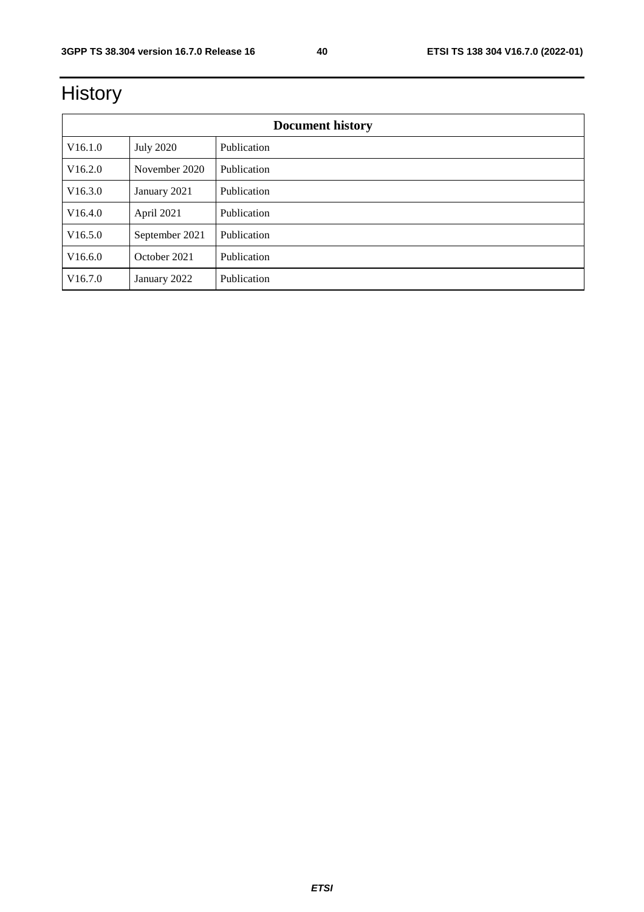# History

| Document history | | |
|---|---|---|
| V16.1.0 | July 2020 | Publication |
| V16.2.0 | November 2020 | Publication |
| V16.3.0 | January 2021 | Publication |
| V16.4.0 | April 2021 | Publication |
| V16.5.0 | September 2021 | Publication |
| V16.6.0 | October 2021 | Publication |
| V16.7.0 | January 2022 | Publication |